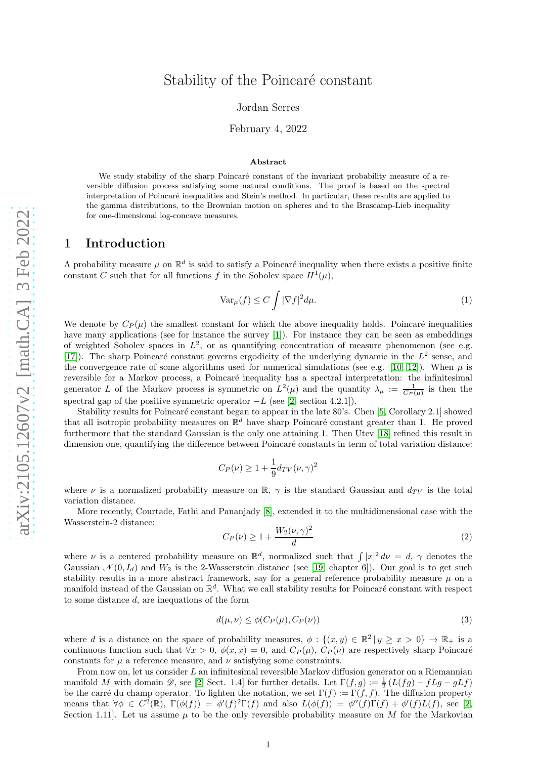# Stability of the Poincaré constant

Jordan Serres

February 4, 2022

### Abstract

We study stability of the sharp Poincaré constant of the invariant probability measure of a reversible diffusion process satisfying some natural conditions. The proof is based on the spectral interpretation of Poincaré inequalities and Stein's method. In particular, these results are applied to the gamma distributions, to the Brownian motion on spheres and to the Brascamp-Lieb inequality for one-dimensional log-concave measures.

## 1 Introduction

A probability measure $\mu$ on $\mathbb{R}^d$ is said to satisfy a Poincaré inequality when there exists a positive finite constant $C$ such that for all functions $f$ in the Sobolev space $H^1(\mu)$,

$$\mathrm{Var}_\mu(f) \le C \int |\nabla f|^2 d\mu. \tag{1}$$

We denote by $C_P(\mu)$ the smallest constant for which the above inequality holds. Poincaré inequalities have many applications (see for instance the survey [1]). For instance they can be seen as embeddings of weighted Sobolev spaces in $L^2$, or as quantifying concentration of measure phenomenon (see e.g. [17]). The sharp Poincaré constant governs ergodicity of the underlying dynamic in the $L^2$ sense, and the convergence rate of some algorithms used for numerical simulations (see e.g. [10, 12]). When $\mu$ is reversible for a Markov process, a Poincaré inequality has a spectral interpretation: the infinitesimal generator $L$ of the Markov process is symmetric on $L^2(\mu)$ and the quantity $\lambda_\mu := \frac{1}{C_P(\mu)}$ is then the spectral gap of the positive symmetric operator $-L$ (see [2, section 4.2.1]).

Stability results for Poincaré constant began to appear in the late 80's. Chen [5, Corollary 2.1] showed that all isotropic probability measures on $\mathbb{R}^d$ have sharp Poincaré constant greater than 1. He proved furthermore that the standard Gaussian is the only one attaining 1. Then Utev [18] refined this result in dimension one, quantifying the difference between Poincaré constants in term of total variation distance:

$$C_P(\nu) \ge 1 + \frac{1}{9} d_{TV}(\nu, \gamma)^2$$

where $\nu$ is a normalized probability measure on $\mathbb{R}$, $\gamma$ is the standard Gaussian and $d_{TV}$ is the total variation distance.

More recently, Courtade, Fathi and Pananjady [8], extended it to the multidimensional case with the Wasserstein-2 distance:

$$C_P(\nu) \ge 1 + \frac{W_2(\nu, \gamma)^2}{d} \tag{2}$$

where $\nu$ is a centered probability measure on $\mathbb{R}^d$, normalized such that $\int |x|^2 \, d\nu = d$, $\gamma$ denotes the Gaussian $\mathcal{N}(0, I_d)$ and $W_2$ is the 2-Wasserstein distance (see [19, chapter 6]). Our goal is to get such stability results in a more abstract framework, say for a general reference probability measure $\mu$ on a manifold instead of the Gaussian on $\mathbb{R}^d$. What we call stability results for Poincaré constant with respect to some distance $d$, are inequations of the form

$$d(\mu, \nu) \le \phi(C_P(\mu), C_P(\nu)) \tag{3}$$

where $d$ is a distance on the space of probability measures, $\phi : \{(x, y) \in \mathbb{R}^2 \,|\, y \ge x > 0\} \to \mathbb{R}_+$ is a continuous function such that $\forall x > 0$, $\phi(x, x) = 0$, and $C_P(\mu)$, $C_P(\nu)$ are respectively sharp Poincaré constants for $\mu$ a reference measure, and $\nu$ satisfying some constraints.

From now on, let us consider $L$ an infinitesimal reversible Markov diffusion generator on a Riemannian manifold $M$ with domain $\mathscr{D}$, see [2, Sect. 1.4] for further details. Let $\Gamma(f, g) := \frac{1}{2}(L(fg) - fLg - gLf)$ be the carré du champ operator. To lighten the notation, we set $\Gamma(f) := \Gamma(f, f)$. The diffusion property means that $\forall \phi \in C^2(\mathbb{R})$, $\Gamma(\phi(f)) = \phi'(f)^2 \Gamma(f)$ and also $L(\phi(f)) = \phi''(f)\Gamma(f) + \phi'(f)L(f)$, see [2, Section 1.11]. Let us assume $\mu$ to be the only reversible probability measure on $M$ for the Markovian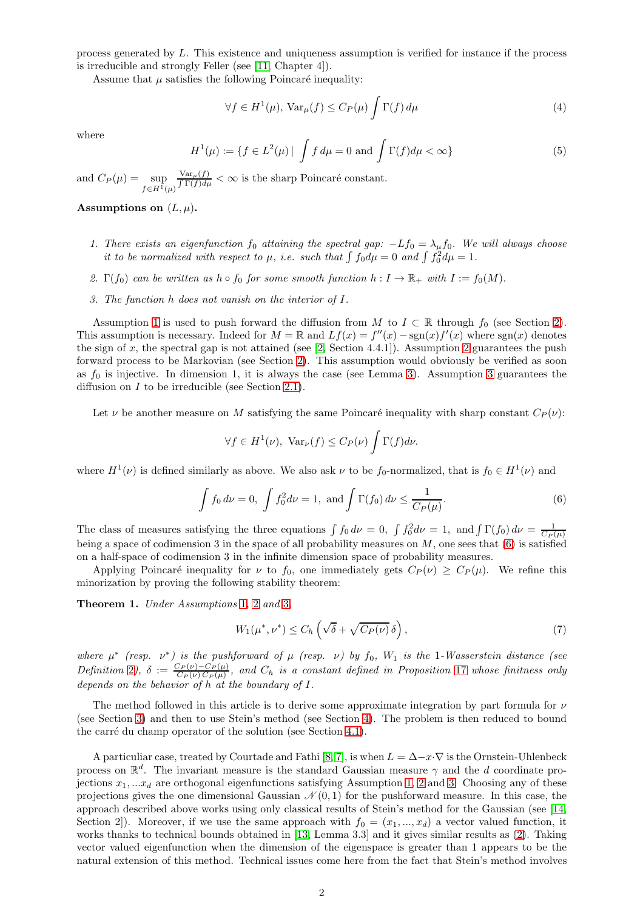process generated by $L$. This existence and uniqueness assumption is verified for instance if the process is irreducible and strongly Feller (see [11, Chapter 4]).

Assume that $\mu$ satisfies the following Poincaré inequality:

$$\forall f \in H^1(\mu),\ \mathrm{Var}_\mu(f) \leq C_P(\mu) \int \Gamma(f)\, d\mu \tag{4}$$

where

$$H^1(\mu) := \{f \in L^2(\mu) \,|\, \int f\, d\mu = 0 \text{ and } \int \Gamma(f) d\mu < \infty\} \tag{5}$$

and $C_P(\mu) = \sup_{f\in H^1(\mu)} \frac{\mathrm{Var}_\mu(f)}{\int \Gamma(f) d\mu} < \infty$ is the sharp Poincaré constant.

**Assumptions on $(L, \mu)$.**

1. *There exists an eigenfunction $f_0$ attaining the spectral gap: $-Lf_0 = \lambda_\mu f_0$. We will always choose it to be normalized with respect to $\mu$, i.e. such that $\int f_0 d\mu = 0$ and $\int f_0^2 d\mu = 1$.*

2. *$\Gamma(f_0)$ can be written as $h \circ f_0$ for some smooth function $h : I \to \mathbb{R}_+$ with $I := f_0(M)$.*

3. *The function $h$ does not vanish on the interior of $I$.*

Assumption 1 is used to push forward the diffusion from $M$ to $I \subset \mathbb{R}$ through $f_0$ (see Section 2). This assumption is necessary. Indeed for $M = \mathbb{R}$ and $Lf(x) = f''(x) - \mathrm{sgn}(x)f'(x)$ where sgn$(x)$ denotes the sign of $x$, the spectral gap is not attained (see [2, Section 4.4.1]). Assumption 2 guarantees the push forward process to be Markovian (see Section 2). This assumption would obviously be verified as soon as $f_0$ is injective. In dimension 1, it is always the case (see Lemma 3). Assumption 3 guarantees the diffusion on $I$ to be irreducible (see Section 2.1).

Let $\nu$ be another measure on $M$ satisfying the same Poincaré inequality with sharp constant $C_P(\nu)$:

$$\forall f \in H^1(\nu),\ \mathrm{Var}_\nu(f) \leq C_P(\nu) \int \Gamma(f) d\nu.$$

where $H^1(\nu)$ is defined similarly as above. We also ask $\nu$ to be $f_0$-normalized, that is $f_0 \in H^1(\nu)$ and

$$\int f_0\, d\nu = 0,\ \int f_0^2 d\nu = 1,\ \text{and} \int \Gamma(f_0)\, d\nu \leq \frac{1}{C_P(\mu)}. \tag{6}$$

The class of measures satisfying the three equations $\int f_0\, d\nu = 0,\ \int f_0^2 d\nu = 1,$ and $\int \Gamma(f_0)\, d\nu = \frac{1}{C_P(\mu)}$ being a space of codimension 3 in the space of all probability measures on $M$, one sees that (6) is satisfied on a half-space of codimension 3 in the infinite dimension space of probability measures.

Applying Poincaré inequality for $\nu$ to $f_0$, one immediately gets $C_P(\nu) \geq C_P(\mu)$. We refine this minorization by proving the following stability theorem:

**Theorem 1.** *Under Assumptions 1, 2 and 3,*

$$W_1(\mu^*, \nu^*) \leq C_h \left(\sqrt{\delta} + \sqrt{C_P(\nu)}\,\delta\right), \tag{7}$$

*where $\mu^*$ (resp. $\nu^*$) is the pushforward of $\mu$ (resp. $\nu$) by $f_0$, $W_1$ is the 1-Wasserstein distance (see Definition 2), $\delta := \frac{C_P(\nu) - C_P(\mu)}{C_P(\nu)\, C_P(\mu)}$, and $C_h$ is a constant defined in Proposition 17 whose finitness only depends on the behavior of $h$ at the boundary of $I$.*

The method followed in this article is to derive some approximate integration by part formula for $\nu$ (see Section 3) and then to use Stein's method (see Section 4). The problem is then reduced to bound the carré du champ operator of the solution (see Section 4.1).

A particuliar case, treated by Courtade and Fathi [8, 7], is when $L = \Delta - x\cdot\nabla$ is the Ornstein-Uhlenbeck process on $\mathbb{R}^d$. The invariant measure is the standard Gaussian measure $\gamma$ and the $d$ coordinate projections $x_1, ...x_d$ are orthogonal eigenfunctions satisfying Assumption 1, 2 and 3. Choosing any of these projections gives the one dimensional Gaussian $\mathcal{N}(0, 1)$ for the pushforward measure. In this case, the approach described above works using only classical results of Stein's method for the Gaussian (see [14, Section 2]). Moreover, if we use the same approach with $f_0 = (x_1, ..., x_d)$ a vector valued function, it works thanks to technical bounds obtained in [13, Lemma 3.3] and it gives similar results as (2). Taking vector valued eigenfunction when the dimension of the eigenspace is greater than 1 appears to be the natural extension of this method. Technical issues come here from the fact that Stein's method involves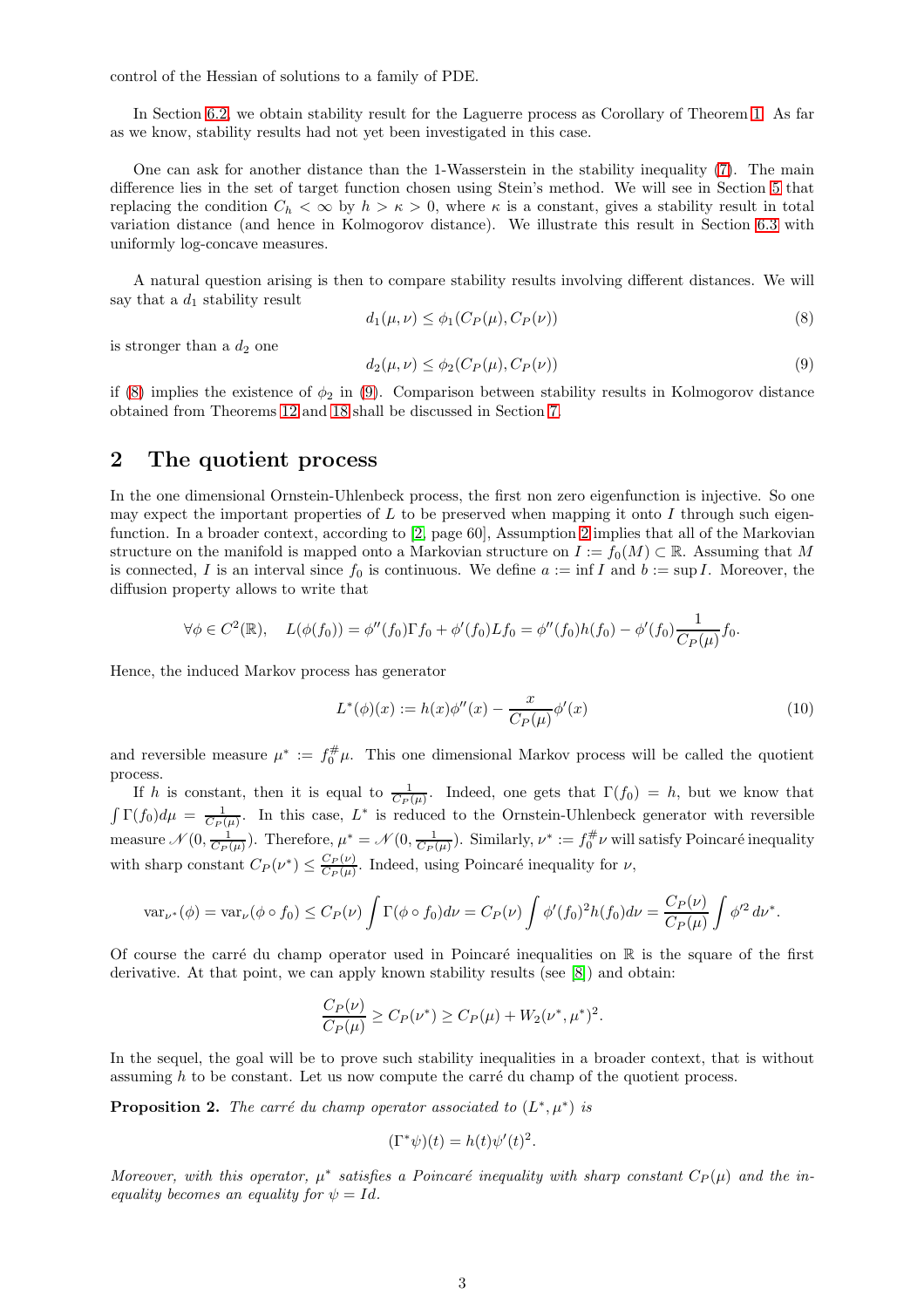control of the Hessian of solutions to a family of PDE.

In Section 6.2, we obtain stability result for the Laguerre process as Corollary of Theorem 1. As far as we know, stability results had not yet been investigated in this case.

One can ask for another distance than the 1-Wasserstein in the stability inequality (7). The main difference lies in the set of target function chosen using Stein's method. We will see in Section 5 that replacing the condition $C_h < \infty$ by $h > \kappa > 0$, where $\kappa$ is a constant, gives a stability result in total variation distance (and hence in Kolmogorov distance). We illustrate this result in Section 6.3 with uniformly log-concave measures.

A natural question arising is then to compare stability results involving different distances. We will say that a $d_1$ stability result

$$d_1(\mu, \nu) \leq \phi_1(C_P(\mu), C_P(\nu)) \tag{8}$$

is stronger than a $d_2$ one

$$d_2(\mu, \nu) \leq \phi_2(C_P(\mu), C_P(\nu)) \tag{9}$$

if (8) implies the existence of $\phi_2$ in (9). Comparison between stability results in Kolmogorov distance obtained from Theorems 12 and 18 shall be discussed in Section 7.

## 2 The quotient process

In the one dimensional Ornstein-Uhlenbeck process, the first non zero eigenfunction is injective. So one may expect the important properties of $L$ to be preserved when mapping it onto $I$ through such eigenfunction. In a broader context, according to [2, page 60], Assumption 2 implies that all of the Markovian structure on the manifold is mapped onto a Markovian structure on $I := f_0(M) \subset \mathbb{R}$. Assuming that $M$ is connected, $I$ is an interval since $f_0$ is continuous. We define $a := \inf I$ and $b := \sup I$. Moreover, the diffusion property allows to write that

$$\forall \phi \in C^2(\mathbb{R}), \quad L(\phi(f_0)) = \phi''(f_0)\Gamma f_0 + \phi'(f_0) L f_0 = \phi''(f_0) h(f_0) - \phi'(f_0)\frac{1}{C_P(\mu)} f_0.$$

Hence, the induced Markov process has generator

$$L^*(\phi)(x) := h(x)\phi''(x) - \frac{x}{C_P(\mu)}\phi'(x) \tag{10}$$

and reversible measure $\mu^* := f_0^{\#}\mu$. This one dimensional Markov process will be called the quotient process.

If $h$ is constant, then it is equal to $\frac{1}{C_P(\mu)}$. Indeed, one gets that $\Gamma(f_0) = h$, but we know that $\int \Gamma(f_0) d\mu = \frac{1}{C_P(\mu)}$. In this case, $L^*$ is reduced to the Ornstein-Uhlenbeck generator with reversible measure $\mathcal{N}(0, \frac{1}{C_P(\mu)})$. Therefore, $\mu^* = \mathcal{N}(0, \frac{1}{C_P(\mu)})$. Similarly, $\nu^* := f_0^{\#}\nu$ will satisfy Poincaré inequality with sharp constant $C_P(\nu^*) \leq \frac{C_P(\nu)}{C_P(\mu)}$. Indeed, using Poincaré inequality for $\nu$,

$$\mathrm{var}_{\nu^*}(\phi) = \mathrm{var}_\nu(\phi \circ f_0) \leq C_P(\nu)\int \Gamma(\phi \circ f_0) d\nu = C_P(\nu)\int \phi'(f_0)^2 h(f_0) d\nu = \frac{C_P(\nu)}{C_P(\mu)}\int \phi'^2 \, d\nu^*.$$

Of course the carré du champ operator used in Poincaré inequalities on $\mathbb{R}$ is the square of the first derivative. At that point, we can apply known stability results (see [8]) and obtain:

$$\frac{C_P(\nu)}{C_P(\mu)} \geq C_P(\nu^*) \geq C_P(\mu) + W_2(\nu^*, \mu^*)^2.$$

In the sequel, the goal will be to prove such stability inequalities in a broader context, that is without assuming $h$ to be constant. Let us now compute the carré du champ of the quotient process.

**Proposition 2.** *The carré du champ operator associated to $(L^*, \mu^*)$ is*

$$(\Gamma^*\psi)(t) = h(t)\psi'(t)^2.$$

*Moreover, with this operator, $\mu^*$ satisfies a Poincaré inequality with sharp constant $C_P(\mu)$ and the inequality becomes an equality for $\psi = Id$.*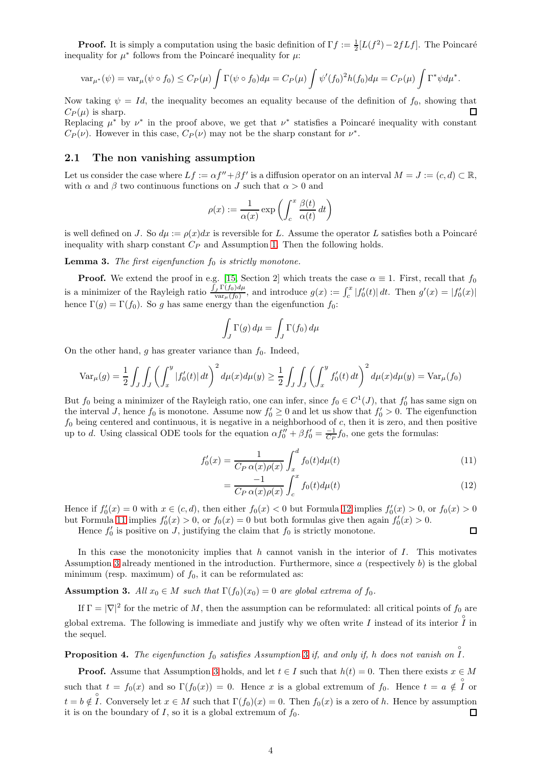**Proof.** It is simply a computation using the basic definition of $\Gamma f := \frac{1}{2}[L(f^2) - 2fLf]$. The Poincaré inequality for $\mu^*$ follows from the Poincaré inequality for $\mu$:

$$\mathrm{var}_{\mu^*}(\psi) = \mathrm{var}_{\mu}(\psi \circ f_0) \leq C_P(\mu) \int \Gamma(\psi \circ f_0) d\mu = C_P(\mu) \int \psi'(f_0)^2 h(f_0) d\mu = C_P(\mu) \int \Gamma^* \psi d\mu^*.$$

Now taking $\psi = Id$, the inequality becomes an equality because of the definition of $f_0$, showing that $C_P(\mu)$ is sharp. ◻

Replacing $\mu^*$ by $\nu^*$ in the proof above, we get that $\nu^*$ statisfies a Poincaré inequality with constant $C_P(\nu)$. However in this case, $C_P(\nu)$ may not be the sharp constant for $\nu^*$.

## 2.1 The non vanishing assumption

Let us consider the case where $Lf := \alpha f'' + \beta f'$ is a diffusion operator on an interval $M = J := (c, d) \subset \mathbb{R}$, with $\alpha$ and $\beta$ two continuous functions on $J$ such that $\alpha > 0$ and

$$\rho(x) := \frac{1}{\alpha(x)} \exp\left( \int_c^x \frac{\beta(t)}{\alpha(t)}\, dt \right)$$

is well defined on $J$. So $d\mu := \rho(x)dx$ is reversible for $L$. Assume the operator $L$ satisfies both a Poincaré inequality with sharp constant $C_P$ and Assumption 1. Then the following holds.

**Lemma 3.** *The first eigenfunction $f_0$ is strictly monotone.*

**Proof.** We extend the proof in e.g. [15, Section 2] which treats the case $\alpha \equiv 1$. First, recall that $f_0$ is a minimizer of the Rayleigh ratio $\frac{\int_J \Gamma(f_0) d\mu}{\mathrm{var}_\mu(f_0)}$, and introduce $g(x) := \int_c^x |f_0'(t)|\, dt$. Then $g'(x) = |f_0'(x)|$ hence $\Gamma(g) = \Gamma(f_0)$. So $g$ has same energy than the eigenfunction $f_0$:

$$\int_J \Gamma(g)\, d\mu = \int_J \Gamma(f_0)\, d\mu$$

On the other hand, $g$ has greater variance than $f_0$. Indeed,

$$\mathrm{Var}_\mu(g) = \frac{1}{2} \int_J \int_J \left( \int_x^y |f_0'(t)|\, dt \right)^2 d\mu(x) d\mu(y) \geq \frac{1}{2} \int_J \int_J \left( \int_x^y f_0'(t)\, dt \right)^2 d\mu(x) d\mu(y) = \mathrm{Var}_\mu(f_0)$$

But $f_0$ being a minimizer of the Rayleigh ratio, one can infer, since $f_0 \in C^1(J)$, that $f_0'$ has same sign on the interval $J$, hence $f_0$ is monotone. Assume now $f_0' \geq 0$ and let us show that $f_0' > 0$. The eigenfunction $f_0$ being centered and continuous, it is negative in a neighborhood of $c$, then it is zero, and then positive up to $d$. Using classical ODE tools for the equation $\alpha f_0'' + \beta f_0' = \frac{-1}{C_P} f_0$, one gets the formulas:

$$f_0'(x) = \frac{1}{C_P\, \alpha(x) \rho(x)} \int_x^d f_0(t) d\mu(t) \tag{11}$$

$$= \frac{-1}{C_P\, \alpha(x) \rho(x)} \int_c^x f_0(t) d\mu(t) \tag{12}$$

Hence if $f_0'(x) = 0$ with $x \in (c, d)$, then either $f_0(x) < 0$ but Formula 12 implies $f_0'(x) > 0$, or $f_0(x) > 0$ but Formula 11 implies $f_0'(x) > 0$, or $f_0(x) = 0$ but both formulas give then again $f_0'(x) > 0$.

Hence $f_0'$ is positive on $J$, justifying the claim that $f_0$ is strictly monotone. ◻

In this case the monotonicity implies that $h$ cannot vanish in the interior of $I$. This motivates Assumption 3 already mentioned in the introduction. Furthermore, since $a$ (respectively $b$) is the global minimum (resp. maximum) of $f_0$, it can be reformulated as:

**Assumption 3.** *All $x_0 \in M$ such that $\Gamma(f_0)(x_0) = 0$ are global extrema of $f_0$.*

If $\Gamma = |\nabla|^2$ for the metric of $M$, then the assumption can be reformulated: all critical points of $f_0$ are global extrema. The following is immediate and justify why we often write $I$ instead of its interior $\mathring{I}$ in the sequel.

**Proposition 4.** *The eigenfunction $f_0$ satisfies Assumption 3 if, and only if, $h$ does not vanish on $\mathring{I}$.*

**Proof.** Assume that Assumption 3 holds, and let $t \in I$ such that $h(t) = 0$. Then there exists $x \in M$ such that $t = f_0(x)$ and so $\Gamma(f_0(x)) = 0$. Hence $x$ is a global extremum of $f_0$. Hence $t = a \notin \mathring{I}$ or $t = b \notin \mathring{I}$. Conversely let $x \in M$ such that $\Gamma(f_0)(x) = 0$. Then $f_0(x)$ is a zero of $h$. Hence by assumption it is on the boundary of $I$, so it is a global extremum of $f_0$. ◻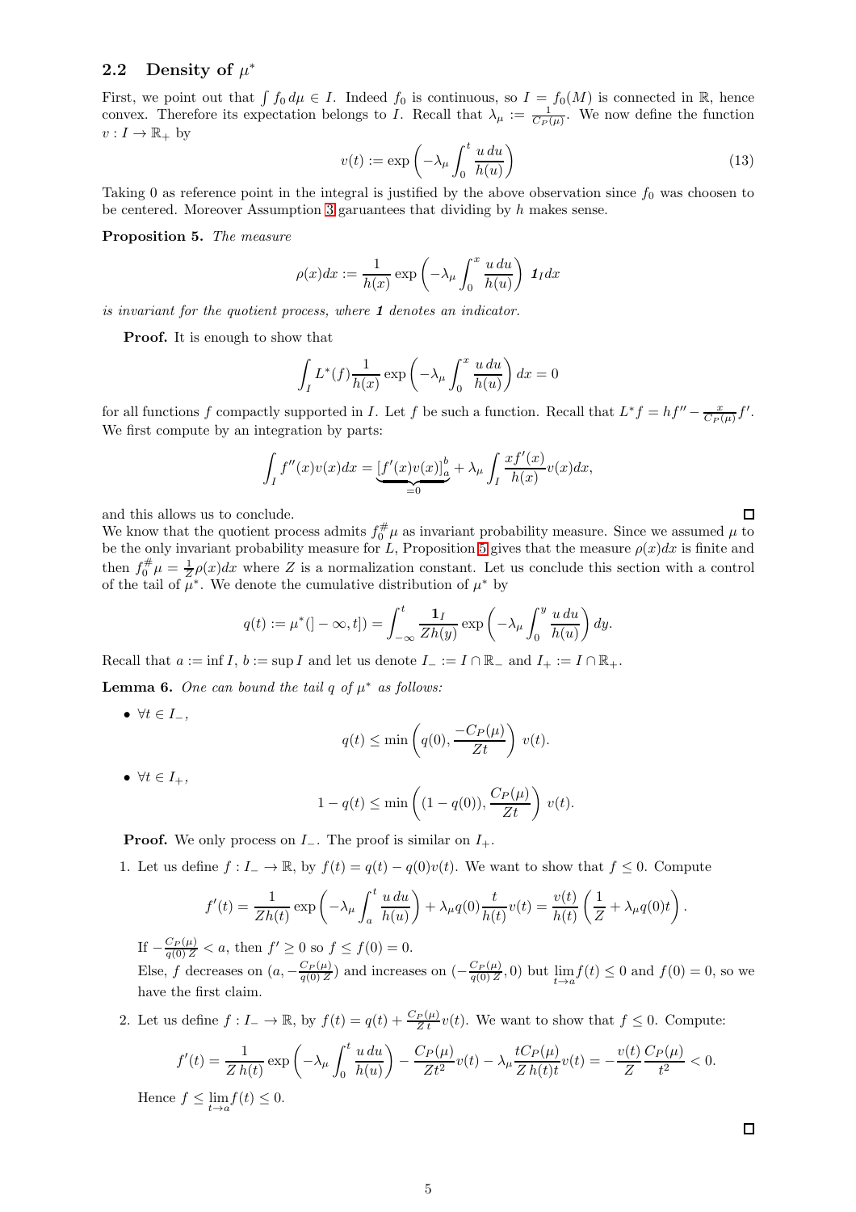## 2.2 Density of $\mu^*$

First, we point out that $\int f_0 \, d\mu \in I$. Indeed $f_0$ is continuous, so $I = f_0(M)$ is connected in $\mathbb{R}$, hence convex. Therefore its expectation belongs to $I$. Recall that $\lambda_\mu := \frac{1}{C_P(\mu)}$. We now define the function $v : I \to \mathbb{R}_+$ by

$$v(t) := \exp\left(-\lambda_\mu \int_0^t \frac{u \, du}{h(u)}\right) \tag{13}$$

Taking 0 as reference point in the integral is justified by the above observation since $f_0$ was choosen to be centered. Moreover Assumption 3 garuantees that dividing by $h$ makes sense.

**Proposition 5.** *The measure*

$$\rho(x)dx := \frac{1}{h(x)} \exp\left(-\lambda_\mu \int_0^x \frac{u \, du}{h(u)}\right) \mathbf{1}_I dx$$

*is invariant for the quotient process, where* $\mathbf{1}$ *denotes an indicator.*

**Proof.** It is enough to show that

$$\int_I L^*(f) \frac{1}{h(x)} \exp\left(-\lambda_\mu \int_0^x \frac{u \, du}{h(u)}\right) dx = 0$$

for all functions $f$ compactly supported in $I$. Let $f$ be such a function. Recall that $L^* f = hf'' - \frac{x}{C_P(\mu)} f'$. We first compute by an integration by parts:

$$\int_I f''(x) v(x) dx = \underbrace{\left[f'(x)v(x)\right]_a^b}_{=0} + \lambda_\mu \int_I \frac{x f'(x)}{h(x)} v(x) dx,$$

and this allows us to conclude. $\square$

We know that the quotient process admits $f_0^\# \mu$ as invariant probability measure. Since we assumed $\mu$ to be the only invariant probability measure for $L$, Proposition 5 gives that the measure $\rho(x)dx$ is finite and then $f_0^\# \mu = \frac{1}{Z} \rho(x) dx$ where $Z$ is a normalization constant. Let us conclude this section with a control of the tail of $\mu^*$. We denote the cumulative distribution of $\mu^*$ by

$$q(t) := \mu^*(]-\infty, t]) = \int_{-\infty}^t \frac{\mathbf{1}_I}{Z h(y)} \exp\left(-\lambda_\mu \int_0^y \frac{u \, du}{h(u)}\right) dy.$$

Recall that $a := \inf I$, $b := \sup I$ and let us denote $I_- := I \cap \mathbb{R}_-$ and $I_+ := I \cap \mathbb{R}_+$.

**Lemma 6.** *One can bound the tail $q$ of $\mu^*$ as follows:*

- $\forall t \in I_-$,

$$q(t) \leq \min\left(q(0), \frac{-C_P(\mu)}{Zt}\right) v(t).$$

- $\forall t \in I_+$,

$$1 - q(t) \leq \min\left((1 - q(0)), \frac{C_P(\mu)}{Zt}\right) v(t).$$

**Proof.** We only process on $I_-$. The proof is similar on $I_+$.

1. Let us define $f : I_- \to \mathbb{R}$, by $f(t) = q(t) - q(0)v(t)$. We want to show that $f \leq 0$. Compute

$$f'(t) = \frac{1}{Zh(t)} \exp\left(-\lambda_\mu \int_a^t \frac{u \, du}{h(u)}\right) + \lambda_\mu q(0) \frac{t}{h(t)} v(t) = \frac{v(t)}{h(t)} \left(\frac{1}{Z} + \lambda_\mu q(0) t\right).$$

   If $-\frac{C_P(\mu)}{q(0)\,Z} < a$, then $f' \geq 0$ so $f \leq f(0) = 0$.
   Else, $f$ decreases on $(a, -\frac{C_P(\mu)}{q(0)\,Z})$ and increases on $(-\frac{C_P(\mu)}{q(0)\,Z}, 0)$ but $\lim_{t \to a} f(t) \leq 0$ and $f(0) = 0$, so we have the first claim.

2. Let us define $f : I_- \to \mathbb{R}$, by $f(t) = q(t) + \frac{C_P(\mu)}{Z\,t} v(t)$. We want to show that $f \leq 0$. Compute:

$$f'(t) = \frac{1}{Z\,h(t)} \exp\left(-\lambda_\mu \int_0^t \frac{u \, du}{h(u)}\right) - \frac{C_P(\mu)}{Zt^2} v(t) - \lambda_\mu \frac{tC_P(\mu)}{Z\,h(t)t} v(t) = -\frac{v(t)}{Z} \frac{C_P(\mu)}{t^2} < 0.$$

   Hence $f \leq \lim_{t \to a} f(t) \leq 0$.

$\square$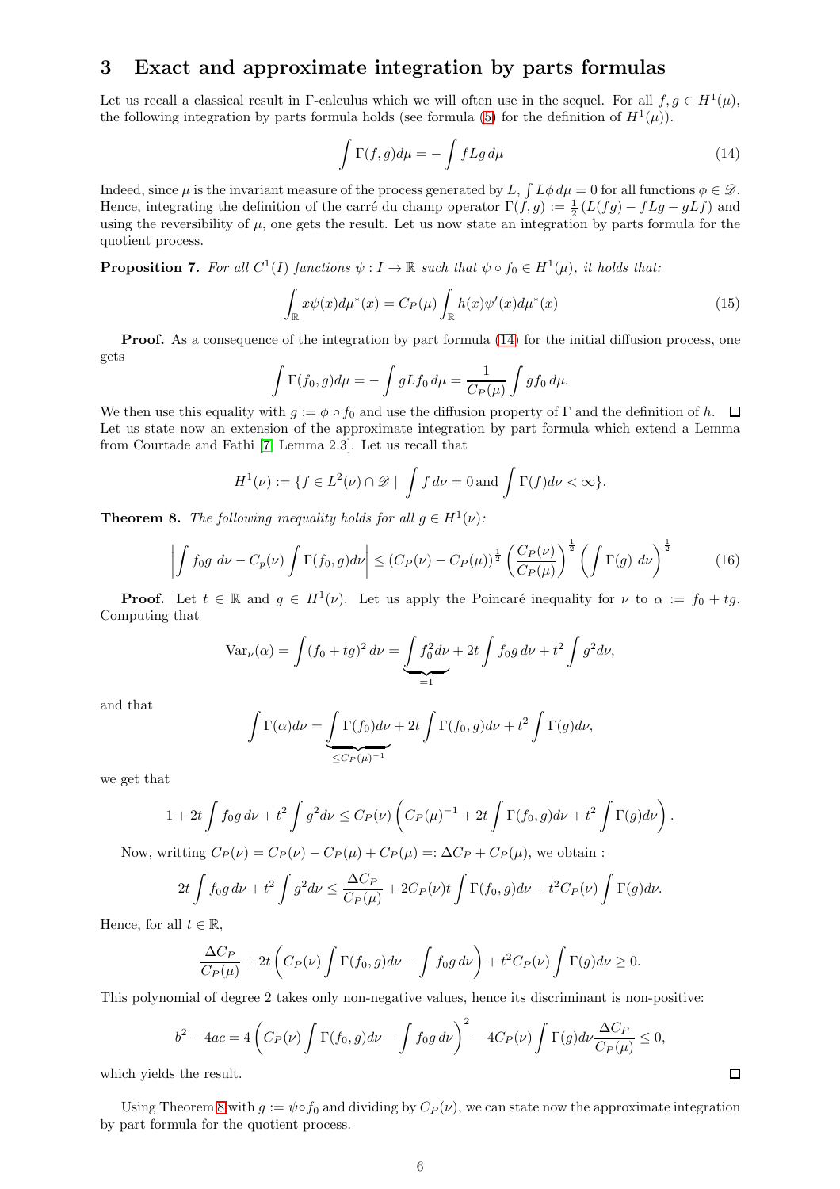## 3 Exact and approximate integration by parts formulas

Let us recall a classical result in Γ-calculus which we will often use in the sequel. For all $f, g \in H^1(\mu)$, the following integration by parts formula holds (see formula (5) for the definition of $H^1(\mu)$).

$$\int \Gamma(f,g)d\mu = -\int fLg\, d\mu \tag{14}$$

Indeed, since $\mu$ is the invariant measure of the process generated by $L$, $\int L\phi\, d\mu = 0$ for all functions $\phi \in \mathscr{D}$. Hence, integrating the definition of the carré du champ operator $\Gamma(f,g) := \frac{1}{2}(L(fg) - fLg - gLf)$ and using the reversibility of $\mu$, one gets the result. Let us now state an integration by parts formula for the quotient process.

**Proposition 7.** *For all $C^1(I)$ functions $\psi : I \to \mathbb{R}$ such that $\psi \circ f_0 \in H^1(\mu)$, it holds that:*

$$\int_{\mathbb{R}} x\psi(x)d\mu^*(x) = C_P(\mu)\int_{\mathbb{R}} h(x)\psi'(x)d\mu^*(x) \tag{15}$$

**Proof.** As a consequence of the integration by part formula (14) for the initial diffusion process, one gets

$$\int \Gamma(f_0, g)d\mu = -\int gLf_0\, d\mu = \frac{1}{C_P(\mu)}\int gf_0\, d\mu.$$

We then use this equality with $g := \phi \circ f_0$ and use the diffusion property of Γ and the definition of $h$. □

Let us state now an extension of the approximate integration by part formula which extend a Lemma from Courtade and Fathi [7, Lemma 2.3]. Let us recall that

$$H^1(\nu) := \{f \in L^2(\nu) \cap \mathscr{D} \mid \int f\, d\nu = 0 \,\text{and}\, \int \Gamma(f)d\nu < \infty\}.$$

**Theorem 8.** *The following inequality holds for all $g \in H^1(\nu)$:*

$$\left| \int f_0 g\; d\nu - C_p(\nu)\int \Gamma(f_0, g)d\nu \right| \leq (C_P(\nu) - C_P(\mu))^{\frac{1}{2}} \left(\frac{C_P(\nu)}{C_P(\mu)}\right)^{\frac{1}{2}} \left(\int \Gamma(g)\; d\nu\right)^{\frac{1}{2}} \tag{16}$$

**Proof.** Let $t \in \mathbb{R}$ and $g \in H^1(\nu)$. Let us apply the Poincaré inequality for $\nu$ to $\alpha := f_0 + tg$. Computing that

$$\mathrm{Var}_\nu(\alpha) = \int (f_0 + tg)^2\, d\nu = \underbrace{\int f_0^2 d\nu}_{=1} + 2t\int f_0 g\, d\nu + t^2\int g^2 d\nu,$$

and that

$$\int \Gamma(\alpha)d\nu = \underbrace{\int \Gamma(f_0)d\nu}_{\leq C_P(\mu)^{-1}} + 2t\int \Gamma(f_0, g)d\nu + t^2\int \Gamma(g)d\nu,$$

we get that

$$1 + 2t\int f_0 g\, d\nu + t^2\int g^2 d\nu \leq C_P(\nu)\left(C_P(\mu)^{-1} + 2t\int \Gamma(f_0,g)d\nu + t^2\int \Gamma(g)d\nu\right).$$

Now, writting $C_P(\nu) = C_P(\nu) - C_P(\mu) + C_P(\mu) =: \Delta C_P + C_P(\mu)$, we obtain :

$$2t\int f_0 g\, d\nu + t^2\int g^2 d\nu \leq \frac{\Delta C_P}{C_P(\mu)} + 2C_P(\nu)t\int \Gamma(f_0,g)d\nu + t^2 C_P(\nu)\int \Gamma(g)d\nu.$$

Hence, for all $t \in \mathbb{R}$,

$$\frac{\Delta C_P}{C_P(\mu)} + 2t\left(C_P(\nu)\int \Gamma(f_0,g)d\nu - \int f_0 g\, d\nu\right) + t^2 C_P(\nu)\int \Gamma(g)d\nu \geq 0.$$

This polynomial of degree 2 takes only non-negative values, hence its discriminant is non-positive:

$$b^2 - 4ac = 4\left(C_P(\nu)\int \Gamma(f_0,g)d\nu - \int f_0 g\, d\nu\right)^2 - 4C_P(\nu)\int \Gamma(g)d\nu \frac{\Delta C_P}{C_P(\mu)} \leq 0,$$

which yields the result. □

Using Theorem 8 with $g := \psi \circ f_0$ and dividing by $C_P(\nu)$, we can state now the approximate integration by part formula for the quotient process.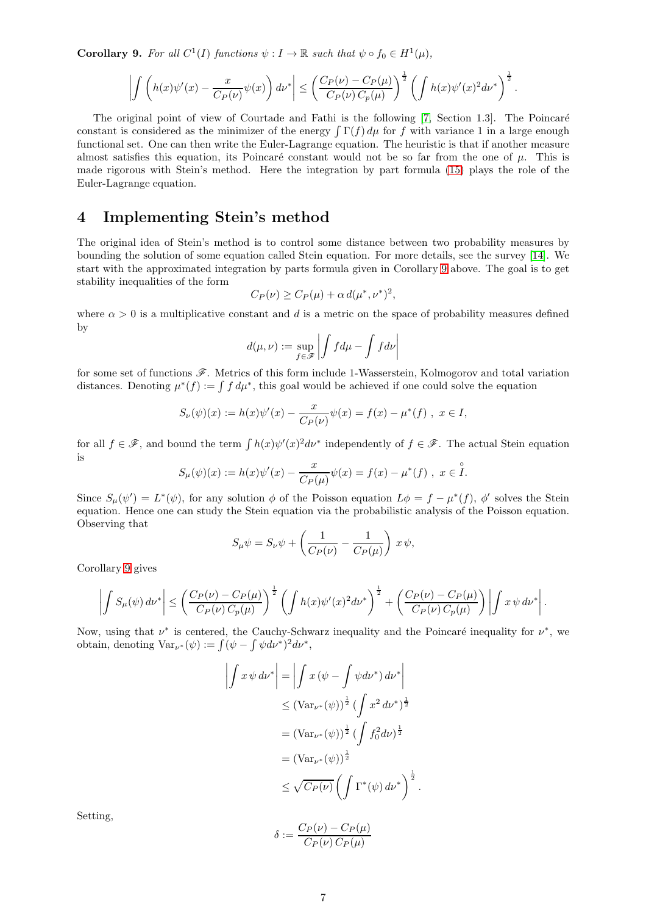**Corollary 9.** *For all $C^1(I)$ functions $\psi : I \to \mathbb{R}$ such that $\psi \circ f_0 \in H^1(\mu)$,*

$$\left| \int \left( h(x)\psi'(x) - \frac{x}{C_P(\nu)}\psi(x) \right) d\nu^* \right| \leq \left( \frac{C_P(\nu) - C_P(\mu)}{C_P(\nu)\, C_p(\mu)} \right)^{\frac{1}{2}} \left( \int h(x)\psi'(x)^2 d\nu^* \right)^{\frac{1}{2}}.$$

The original point of view of Courtade and Fathi is the following [7, Section 1.3]. The Poincaré constant is considered as the minimizer of the energy $\int \Gamma(f)\, d\mu$ for $f$ with variance 1 in a large enough functional set. One can then write the Euler-Lagrange equation. The heuristic is that if another measure almost satisfies this equation, its Poincaré constant would not be so far from the one of $\mu$. This is made rigorous with Stein's method. Here the integration by part formula (15) plays the role of the Euler-Lagrange equation.

# 4 Implementing Stein's method

The original idea of Stein's method is to control some distance between two probability measures by bounding the solution of some equation called Stein equation. For more details, see the survey [14]. We start with the approximated integration by parts formula given in Corollary 9 above. The goal is to get stability inequalities of the form

$$C_P(\nu) \geq C_P(\mu) + \alpha\, d(\mu^*, \nu^*)^2,$$

where $\alpha > 0$ is a multiplicative constant and $d$ is a metric on the space of probability measures defined by

$$d(\mu, \nu) := \sup_{f \in \mathscr{F}} \left| \int f d\mu - \int f d\nu \right|$$

for some set of functions $\mathscr{F}$. Metrics of this form include 1-Wasserstein, Kolmogorov and total variation distances. Denoting $\mu^*(f) := \int f\, d\mu^*$, this goal would be achieved if one could solve the equation

$$S_\nu(\psi)(x) := h(x)\psi'(x) - \frac{x}{C_P(\nu)}\psi(x) = f(x) - \mu^*(f)\ ,\ x \in I,$$

for all $f \in \mathscr{F}$, and bound the term $\int h(x)\psi'(x)^2 d\nu^*$ independently of $f \in \mathscr{F}$. The actual Stein equation is

$$S_\mu(\psi)(x) := h(x)\psi'(x) - \frac{x}{C_P(\mu)}\psi(x) = f(x) - \mu^*(f)\ ,\ x \in \overset{\circ}{I}.$$

Since $S_\mu(\psi') = L^*(\psi)$, for any solution $\phi$ of the Poisson equation $L\phi = f - \mu^*(f)$, $\phi'$ solves the Stein equation. Hence one can study the Stein equation via the probabilistic analysis of the Poisson equation. Observing that

$$S_\mu \psi = S_\nu \psi + \left( \frac{1}{C_P(\nu)} - \frac{1}{C_P(\mu)} \right) x\, \psi,$$

Corollary 9 gives

$$\left| \int S_\mu(\psi)\, d\nu^* \right| \leq \left( \frac{C_P(\nu) - C_P(\mu)}{C_P(\nu)\, C_p(\mu)} \right)^{\frac{1}{2}} \left( \int h(x)\psi'(x)^2 d\nu^* \right)^{\frac{1}{2}} + \left( \frac{C_P(\nu) - C_P(\mu)}{C_P(\nu)\, C_p(\mu)} \right) \left| \int x\, \psi\, d\nu^* \right|.$$

Now, using that $\nu^*$ is centered, the Cauchy-Schwarz inequality and the Poincaré inequality for $\nu^*$, we obtain, denoting $\mathrm{Var}_{\nu^*}(\psi) := \int (\psi - \int \psi d\nu^*)^2 d\nu^*$,

$$\begin{aligned}
\left| \int x\, \psi\, d\nu^* \right| &= \left| \int x\, (\psi - \int \psi d\nu^*)\, d\nu^* \right| \\
&\leq (\mathrm{Var}_{\nu^*}(\psi))^{\frac{1}{2}} \, (\int x^2\, d\nu^*)^{\frac{1}{2}} \\
&= (\mathrm{Var}_{\nu^*}(\psi))^{\frac{1}{2}} \, (\int f_0^2 d\nu)^{\frac{1}{2}} \\
&= (\mathrm{Var}_{\nu^*}(\psi))^{\frac{1}{2}} \\
&\leq \sqrt{C_P(\nu)} \left( \int \Gamma^*(\psi)\, d\nu^* \right)^{\frac{1}{2}}.
\end{aligned}$$

Setting,

$$\delta := \frac{C_P(\nu) - C_P(\mu)}{C_P(\nu)\, C_P(\mu)}$$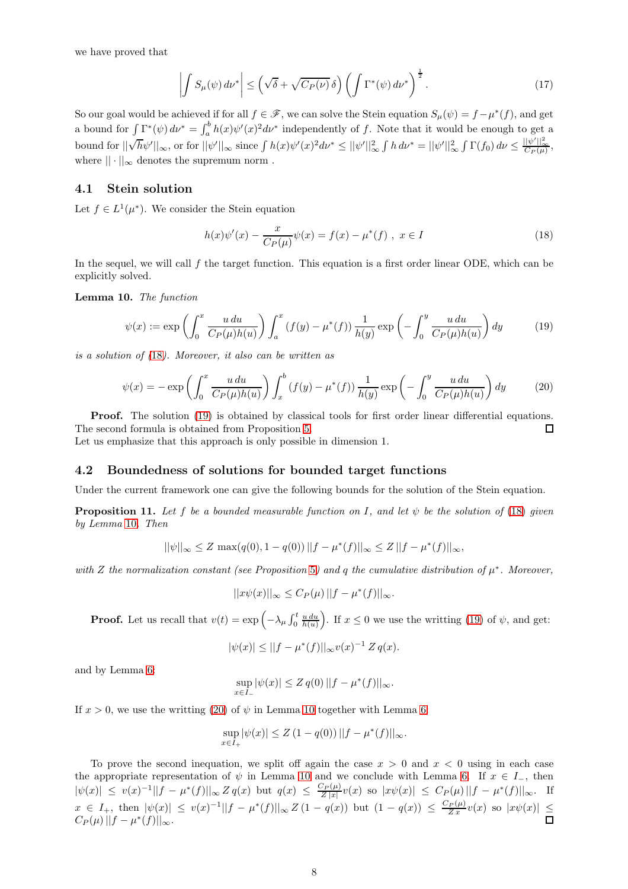we have proved that

$$\left| \int S_\mu(\psi)\, d\nu^* \right| \le \left( \sqrt{\delta} + \sqrt{C_P(\nu)}\, \delta \right) \left( \int \Gamma^*(\psi)\, d\nu^* \right)^{\frac{1}{2}}. \tag{17}$$

So our goal would be achieved if for all $f \in \mathscr{F}$, we can solve the Stein equation $S_\mu(\psi) = f - \mu^*(f)$, and get a bound for $\int \Gamma^*(\psi)\, d\nu^* = \int_a^b h(x)\psi'(x)^2 d\nu^*$ independently of $f$. Note that it would be enough to get a bound for $||\sqrt{h}\psi'||_\infty$, or for $||\psi'||_\infty$ since $\int h(x)\psi'(x)^2 d\nu^* \le ||\psi'||_\infty^2 \int h\, d\nu^* = ||\psi'||_\infty^2 \int \Gamma(f_0)\, d\nu \le \frac{||\psi'||_\infty^2}{C_P(\mu)}$, where $||\cdot||_\infty$ denotes the supremum norm .

## 4.1 Stein solution

Let $f \in L^1(\mu^*)$. We consider the Stein equation

$$h(x)\psi'(x) - \frac{x}{C_P(\mu)}\psi(x) = f(x) - \mu^*(f)\ ,\ x \in I \tag{18}$$

In the sequel, we will call $f$ the target function. This equation is a first order linear ODE, which can be explicitly solved.

**Lemma 10.** *The function*

$$\psi(x) := \exp\left( \int_0^x \frac{u\, du}{C_P(\mu) h(u)} \right) \int_a^x (f(y) - \mu^*(f)) \frac{1}{h(y)} \exp\left( -\int_0^y \frac{u\, du}{C_P(\mu) h(u)} \right) dy \tag{19}$$

*is a solution of (18). Moreover, it also can be written as*

$$\psi(x) = -\exp\left( \int_0^x \frac{u\, du}{C_P(\mu) h(u)} \right) \int_x^b (f(y) - \mu^*(f)) \frac{1}{h(y)} \exp\left( -\int_0^y \frac{u\, du}{C_P(\mu) h(u)} \right) dy \tag{20}$$

**Proof.** The solution (19) is obtained by classical tools for first order linear differential equations. The second formula is obtained from Proposition 5. $\square$

Let us emphasize that this approach is only possible in dimension 1.

## 4.2 Boundedness of solutions for bounded target functions

Under the current framework one can give the following bounds for the solution of the Stein equation.

**Proposition 11.** *Let $f$ be a bounded measurable function on $I$, and let $\psi$ be the solution of (18) given by Lemma 10. Then*

$$||\psi||_\infty \le Z\, \max(q(0), 1 - q(0))\, ||f - \mu^*(f)||_\infty \le Z\, ||f - \mu^*(f)||_\infty,$$

*with $Z$ the normalization constant (see Proposition 5) and $q$ the cumulative distribution of $\mu^*$. Moreover,*

$$||x\psi(x)||_\infty \le C_P(\mu)\, ||f - \mu^*(f)||_\infty.$$

**Proof.** Let us recall that $v(t) = \exp\left( -\lambda_\mu \int_0^t \frac{u\, du}{h(u)} \right)$. If $x \le 0$ we use the writting (19) of $\psi$, and get:

$$|\psi(x)| \le ||f - \mu^*(f)||_\infty v(x)^{-1}\, Z\, q(x).$$

and by Lemma 6:

$$\sup_{x \in I_-} |\psi(x)| \le Z\, q(0)\, ||f - \mu^*(f)||_\infty.$$

If $x > 0$, we use the writting (20) of $\psi$ in Lemma 10 together with Lemma 6

$$\sup_{x \in I_+} |\psi(x)| \le Z\, (1 - q(0))\, ||f - \mu^*(f)||_\infty.$$

To prove the second inequation, we split off again the case $x > 0$ and $x < 0$ using in each case the appropriate representation of $\psi$ in Lemma 10 and we conclude with Lemma 6. If $x \in I_-$, then $|\psi(x)| \le v(x)^{-1}||f - \mu^*(f)||_\infty\, Z\, q(x)$ but $q(x) \le \frac{C_P(\mu)}{Z\,|x|} v(x)$ so $|x\psi(x)| \le C_P(\mu)\, ||f - \mu^*(f)||_\infty$. If $x \in I_+$, then $|\psi(x)| \le v(x)^{-1}||f - \mu^*(f)||_\infty\, Z\, (1 - q(x))$ but $(1 - q(x)) \le \frac{C_P(\mu)}{Z\, x} v(x)$ so $|x\psi(x)| \le C_P(\mu)\, ||f - \mu^*(f)||_\infty$. $\square$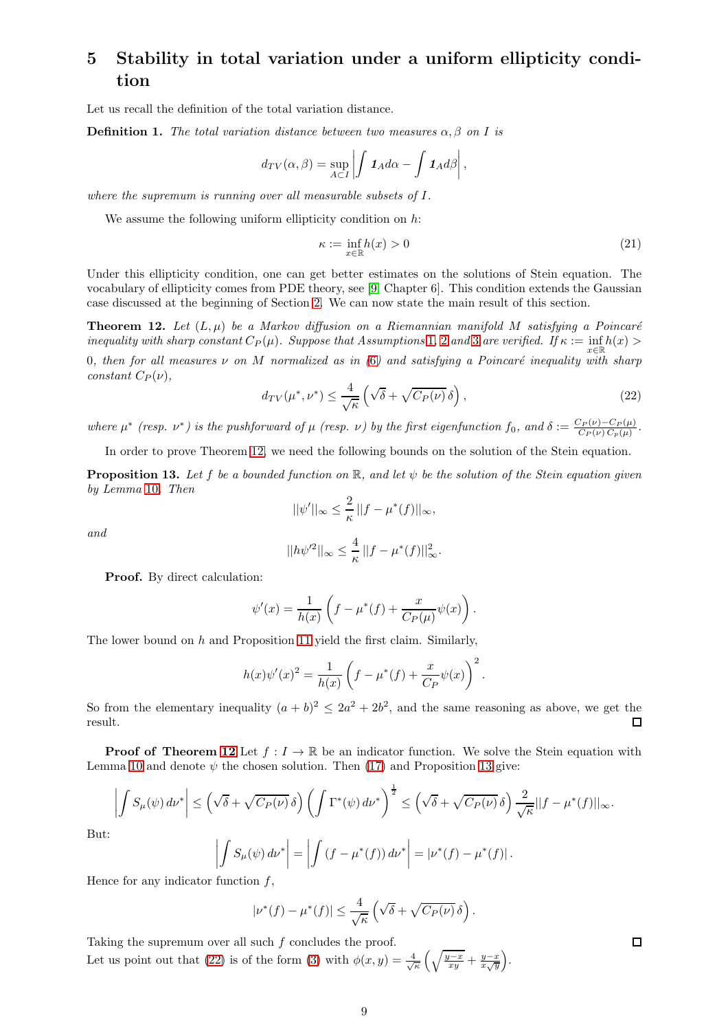# 5 Stability in total variation under a uniform ellipticity condition

Let us recall the definition of the total variation distance.

**Definition 1.** *The total variation distance between two measures $\alpha, \beta$ on $I$ is*

$$d_{TV}(\alpha, \beta) = \sup_{A \subset I} \left| \int \mathbf{1}_A d\alpha - \int \mathbf{1}_A d\beta \right|,$$

*where the supremum is running over all measurable subsets of $I$.*

We assume the following uniform ellipticity condition on $h$:

$$\kappa := \inf_{x \in \mathbb{R}} h(x) > 0 \tag{21}$$

Under this ellipticity condition, one can get better estimates on the solutions of Stein equation. The vocabulary of ellipticity comes from PDE theory, see [9, Chapter 6]. This condition extends the Gaussian case discussed at the beginning of Section 2. We can now state the main result of this section.

**Theorem 12.** *Let $(L, \mu)$ be a Markov diffusion on a Riemannian manifold $M$ satisfying a Poincaré inequality with sharp constant $C_P(\mu)$. Suppose that Assumptions 1, 2 and 3 are verified. If $\kappa := \inf_{x \in \mathbb{R}} h(x) > 0$, then for all measures $\nu$ on $M$ normalized as in (6) and satisfying a Poincaré inequality with sharp constant $C_P(\nu)$,*

$$d_{TV}(\mu^*, \nu^*) \le \frac{4}{\sqrt{\kappa}} \left( \sqrt{\delta} + \sqrt{C_P(\nu)}\, \delta \right), \tag{22}$$

*where $\mu^*$ (resp. $\nu^*$) is the pushforward of $\mu$ (resp. $\nu$) by the first eigenfunction $f_0$, and $\delta := \frac{C_P(\nu) - C_P(\mu)}{C_P(\nu)\, C_P(\mu)}$.*

In order to prove Theorem 12, we need the following bounds on the solution of the Stein equation.

**Proposition 13.** *Let $f$ be a bounded function on $\mathbb{R}$, and let $\psi$ be the solution of the Stein equation given by Lemma 10. Then*

$$||\psi'||_\infty \le \frac{2}{\kappa} ||f - \mu^*(f)||_\infty,$$

*and*

$$||h\psi'^2||_\infty \le \frac{4}{\kappa} ||f - \mu^*(f)||_\infty^2.$$

**Proof.** By direct calculation:

$$\psi'(x) = \frac{1}{h(x)} \left( f - \mu^*(f) + \frac{x}{C_P(\mu)} \psi(x) \right).$$

The lower bound on $h$ and Proposition 11 yield the first claim. Similarly,

$$h(x)\psi'(x)^2 = \frac{1}{h(x)} \left( f - \mu^*(f) + \frac{x}{C_P} \psi(x) \right)^2.$$

So from the elementary inequality $(a+b)^2 \le 2a^2 + 2b^2$, and the same reasoning as above, we get the result. ☐

**Proof of Theorem 12** Let $f : I \to \mathbb{R}$ be an indicator function. We solve the Stein equation with Lemma 10 and denote $\psi$ the chosen solution. Then (17) and Proposition 13 give:

$$\left| \int S_\mu(\psi)\, d\nu^* \right| \le \left( \sqrt{\delta} + \sqrt{C_P(\nu)}\, \delta \right) \left( \int \Gamma^*(\psi)\, d\nu^* \right)^{\frac{1}{2}} \le \left( \sqrt{\delta} + \sqrt{C_P(\nu)}\, \delta \right) \frac{2}{\sqrt{\kappa}} ||f - \mu^*(f)||_\infty.$$

But:

$$\left| \int S_\mu(\psi)\, d\nu^* \right| = \left| \int (f - \mu^*(f))\, d\nu^* \right| = |\nu^*(f) - \mu^*(f)|.$$

Hence for any indicator function $f$,

$$|\nu^*(f) - \mu^*(f)| \le \frac{4}{\sqrt{\kappa}} \left( \sqrt{\delta} + \sqrt{C_P(\nu)}\, \delta \right).$$

Taking the supremum over all such $f$ concludes the proof. ☐

Let us point out that (22) is of the form (3) with $\phi(x, y) = \frac{4}{\sqrt{\kappa}} \left( \sqrt{\frac{y-x}{xy}} + \frac{y-x}{x\sqrt{y}} \right)$.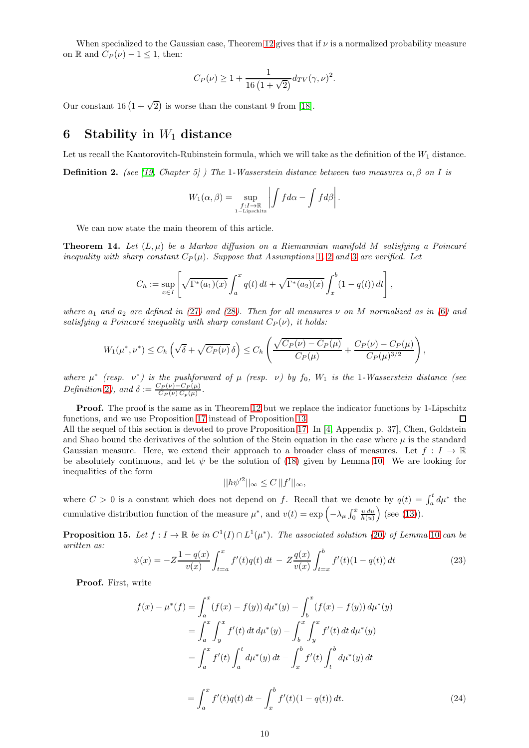When specialized to the Gaussian case, Theorem 12 gives that if $\nu$ is a normalized probability measure on $\mathbb{R}$ and $C_P(\nu) - 1 \leq 1$, then:

$$C_P(\nu) \geq 1 + \frac{1}{16\left(1+\sqrt{2}\right)} d_{TV}(\gamma, \nu)^2.$$

Our constant $16\left(1+\sqrt{2}\right)$ is worse than the constant 9 from [18].

# 6 Stability in $W_1$ distance

Let us recall the Kantorovitch-Rubinstein formula, which we will take as the definition of the $W_1$ distance.

**Definition 2.** *(see [19, Chapter 5] ) The 1-Wasserstein distance between two measures $\alpha, \beta$ on $I$ is*

$$W_1(\alpha, \beta) = \sup_{\substack{f: I \to \mathbb{R} \\ 1-\text{Lipschitz}}} \left| \int f \, d\alpha - \int f \, d\beta \right|.$$

We can now state the main theorem of this article.

**Theorem 14.** *Let $(L, \mu)$ be a Markov diffusion on a Riemannian manifold $M$ satisfying a Poincaré inequality with sharp constant $C_P(\mu)$. Suppose that Assumptions 1, 2 and 3 are verified. Let*

$$C_h := \sup_{x \in I} \left[ \sqrt{\Gamma^*(a_1)(x)} \int_a^x q(t)\, dt + \sqrt{\Gamma^*(a_2)(x)} \int_x^b (1 - q(t))\, dt \right],$$

*where $a_1$ and $a_2$ are defined in (27) and (28). Then for all measures $\nu$ on $M$ normalized as in (6) and satisfying a Poincaré inequality with sharp constant $C_P(\nu)$, it holds:*

$$W_1(\mu^*, \nu^*) \leq C_h \left( \sqrt{\delta} + \sqrt{C_P(\nu)}\, \delta \right) \leq C_h \left( \frac{\sqrt{C_P(\nu) - C_P(\mu)}}{C_P(\mu)} + \frac{C_P(\nu) - C_P(\mu)}{C_P(\mu)^{3/2}} \right),$$

*where $\mu^*$ (resp. $\nu^*$) is the pushforward of $\mu$ (resp. $\nu$) by $f_0$, $W_1$ is the 1-Wasserstein distance (see Definition 2), and $\delta := \frac{C_P(\nu) - C_P(\mu)}{C_P(\nu)\, C_p(\mu)}$.*

**Proof.** The proof is the same as in Theorem 12 but we replace the indicator functions by 1-Lipschitz functions, and we use Proposition 17 instead of Proposition 13. ☐

All the sequel of this section is devoted to prove Proposition 17. In [4, Appendix p. 37], Chen, Goldstein and Shao bound the derivatives of the solution of the Stein equation in the case where $\mu$ is the standard Gaussian measure. Here, we extend their approach to a broader class of measures. Let $f : I \to \mathbb{R}$ be absolutely continuous, and let $\psi$ be the solution of (18) given by Lemma 10. We are looking for inequalities of the form

$$||h\psi'^2||_\infty \leq C\, ||f'||_\infty,$$

where $C > 0$ is a constant which does not depend on $f$. Recall that we denote by $q(t) = \int_a^t d\mu^*$ the cumulative distribution function of the measure $\mu^*$, and $v(t) = \exp\left(-\lambda_\mu \int_0^x \frac{u\, du}{h(u)}\right)$ (see (13)).

**Proposition 15.** *Let $f : I \to \mathbb{R}$ be in $C^1(I) \cap L^1(\mu^*)$. The associated solution (20) of Lemma 10 can be written as:*

$$\psi(x) = -Z\frac{1-q(x)}{v(x)} \int_{t=a}^x f'(t) q(t)\, dt \; - \; Z\frac{q(x)}{v(x)} \int_{t=x}^b f'(t)(1-q(t))\, dt \tag{23}$$

**Proof.** First, write

$$\begin{aligned}
f(x) - \mu^*(f) &= \int_a^x (f(x) - f(y))\, d\mu^*(y) - \int_b^x (f(x) - f(y))\, d\mu^*(y) \\
&= \int_a^x \int_y^x f'(t)\, dt\, d\mu^*(y) - \int_b^x \int_y^x f'(t)\, dt\, d\mu^*(y) \\
&= \int_a^x f'(t) \int_a^t d\mu^*(y)\, dt - \int_x^b f'(t) \int_t^b d\mu^*(y)\, dt \\
&= \int_a^x f'(t) q(t)\, dt - \int_x^b f'(t)(1 - q(t))\, dt.
\end{aligned} \tag{24}$$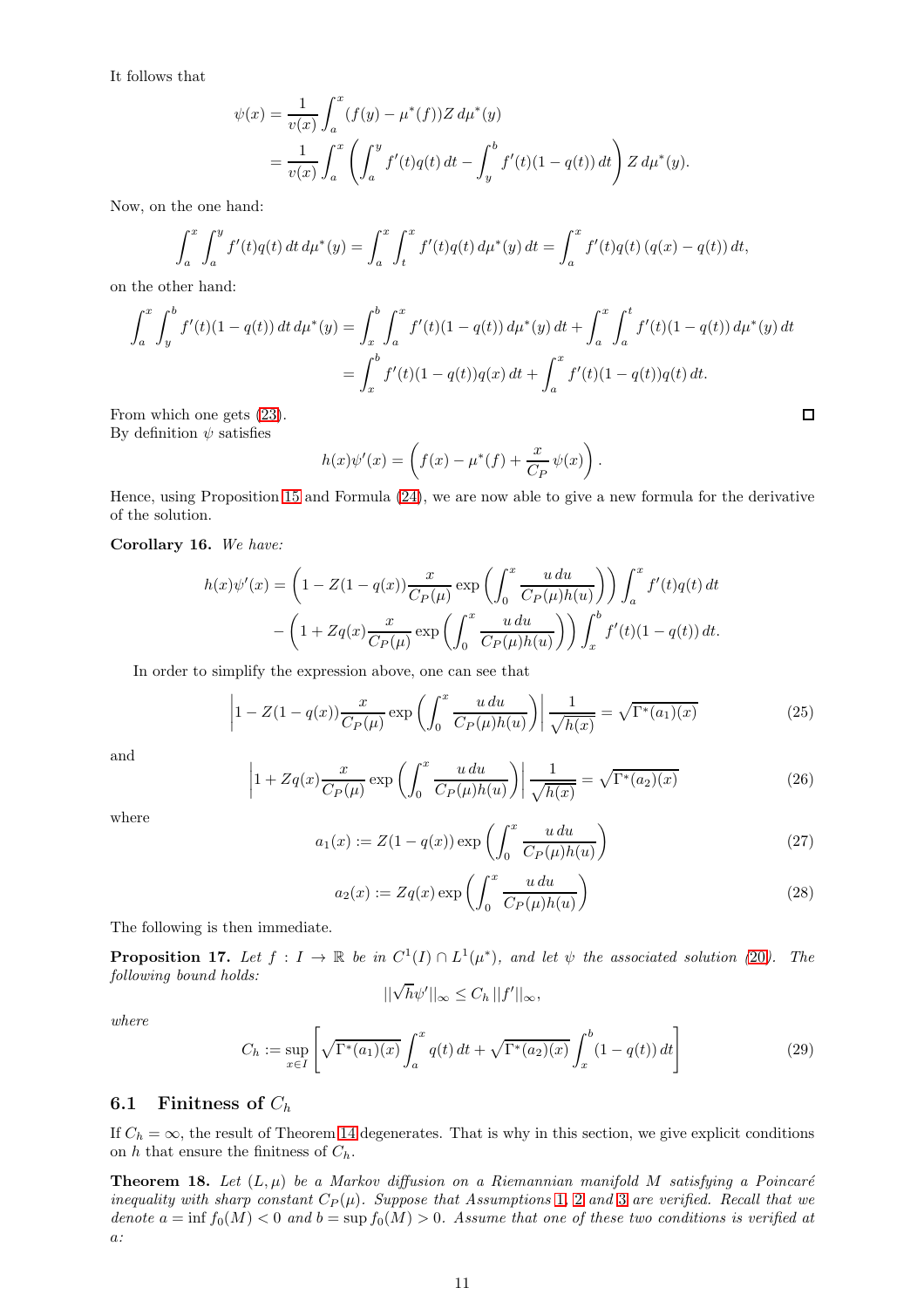It follows that

$$
\begin{aligned}
\psi(x) &= \frac{1}{v(x)} \int_a^x (f(y) - \mu^*(f)) Z \, d\mu^*(y) \\
&= \frac{1}{v(x)} \int_a^x \left( \int_a^y f'(t) q(t) \, dt - \int_y^b f'(t)(1-q(t)) \, dt \right) Z \, d\mu^*(y).
\end{aligned}
$$

Now, on the one hand:

$$
\int_a^x \int_a^y f'(t) q(t) \, dt \, d\mu^*(y) = \int_a^x \int_t^x f'(t) q(t) \, d\mu^*(y) \, dt = \int_a^x f'(t) q(t) \left( q(x) - q(t) \right) dt,
$$

on the other hand:

$$
\begin{aligned}
\int_a^x \int_y^b f'(t)(1-q(t)) \, dt \, d\mu^*(y) &= \int_x^b \int_a^x f'(t)(1-q(t)) \, d\mu^*(y) \, dt + \int_a^x \int_a^t f'(t)(1-q(t)) \, d\mu^*(y) \, dt \\
&= \int_x^b f'(t)(1-q(t)) q(x) \, dt + \int_a^x f'(t)(1-q(t)) q(t) \, dt.
\end{aligned}
$$

From which one gets (23). □

By definition $\psi$ satisfies

$$
h(x)\psi'(x) = \left( f(x) - \mu^*(f) + \frac{x}{C_P} \psi(x) \right).
$$

Hence, using Proposition 15 and Formula (24), we are now able to give a new formula for the derivative of the solution.

**Corollary 16.** *We have:*

$$
\begin{aligned}
h(x)\psi'(x) = &\left( 1 - Z(1-q(x)) \frac{x}{C_P(\mu)} \exp\left( \int_0^x \frac{u \, du}{C_P(\mu) h(u)} \right) \right) \int_a^x f'(t) q(t) \, dt \\
&- \left( 1 + Z q(x) \frac{x}{C_P(\mu)} \exp\left( \int_0^x \frac{u \, du}{C_P(\mu) h(u)} \right) \right) \int_x^b f'(t)(1-q(t)) \, dt.
\end{aligned}
$$

In order to simplify the expression above, one can see that

$$
\left| 1 - Z(1-q(x)) \frac{x}{C_P(\mu)} \exp\left( \int_0^x \frac{u \, du}{C_P(\mu) h(u)} \right) \right| \frac{1}{\sqrt{h(x)}} = \sqrt{\Gamma^*(a_1)(x)} \tag{25}
$$

and

$$
\left| 1 + Z q(x) \frac{x}{C_P(\mu)} \exp\left( \int_0^x \frac{u \, du}{C_P(\mu) h(u)} \right) \right| \frac{1}{\sqrt{h(x)}} = \sqrt{\Gamma^*(a_2)(x)} \tag{26}
$$

where

$$
a_1(x) := Z(1-q(x)) \exp\left( \int_0^x \frac{u \, du}{C_P(\mu) h(u)} \right) \tag{27}
$$

$$
a_2(x) := Z q(x) \exp\left( \int_0^x \frac{u \, du}{C_P(\mu) h(u)} \right) \tag{28}
$$

The following is then immediate.

**Proposition 17.** *Let $f : I \to \mathbb{R}$ be in $C^1(I) \cap L^1(\mu^*)$, and let $\psi$ the associated solution (20). The following bound holds:*

$$
||\sqrt{h}\psi'||_\infty \leq C_h \, ||f'||_\infty,
$$

*where*

$$
C_h := \sup_{x \in I} \left[ \sqrt{\Gamma^*(a_1)(x)} \int_a^x q(t) \, dt + \sqrt{\Gamma^*(a_2)(x)} \int_x^b (1-q(t)) \, dt \right] \tag{29}
$$

## 6.1 Finitness of $C_h$

If $C_h = \infty$, the result of Theorem 14 degenerates. That is why in this section, we give explicit conditions on $h$ that ensure the finitness of $C_h$.

**Theorem 18.** *Let $(L, \mu)$ be a Markov diffusion on a Riemannian manifold $M$ satisfying a Poincaré inequality with sharp constant $C_P(\mu)$. Suppose that Assumptions 1, 2 and 3 are verified. Recall that we denote $a = \inf f_0(M) < 0$ and $b = \sup f_0(M) > 0$. Assume that one of these two conditions is verified at $a$:*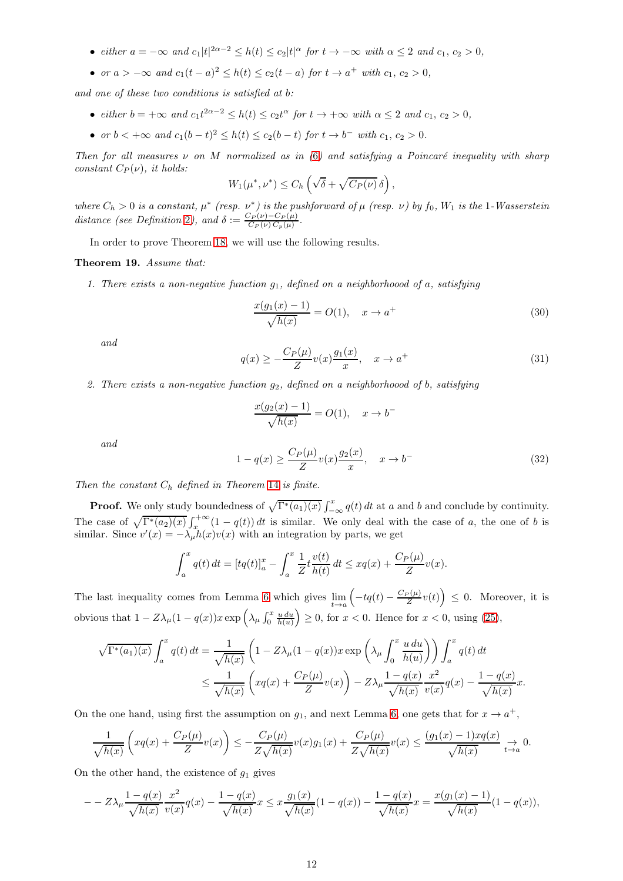- *either* $a = -\infty$ *and* $c_1|t|^{2\alpha-2} \le h(t) \le c_2|t|^{\alpha}$ *for* $t \to -\infty$ *with* $\alpha \le 2$ *and* $c_1,\, c_2 > 0$,
- *or* $a > -\infty$ *and* $c_1(t-a)^2 \le h(t) \le c_2(t-a)$ *for* $t \to a^+$ *with* $c_1,\, c_2 > 0$,

*and one of these two conditions is satisfied at* $b$*:*

- *either* $b = +\infty$ *and* $c_1 t^{2\alpha-2} \le h(t) \le c_2 t^{\alpha}$ *for* $t \to +\infty$ *with* $\alpha \le 2$ *and* $c_1,\, c_2 > 0$,
- *or* $b < +\infty$ *and* $c_1(b-t)^2 \le h(t) \le c_2(b-t)$ *for* $t \to b^-$ *with* $c_1,\, c_2 > 0$.

*Then for all measures* $\nu$ *on* $M$ *normalized as in (6) and satisfying a Poincaré inequality with sharp constant* $C_P(\nu)$*, it holds:*

$$W_1(\mu^*, \nu^*) \le C_h\left(\sqrt{\delta} + \sqrt{C_P(\nu)}\,\delta\right),$$

*where* $C_h > 0$ *is a constant,* $\mu^*$ *(resp.* $\nu^*$*) is the pushforward of* $\mu$ *(resp.* $\nu$*) by* $f_0$*,* $W_1$ *is the* 1*-Wasserstein distance (see Definition 2), and* $\delta := \frac{C_P(\nu) - C_P(\mu)}{C_P(\nu)\, C_p(\mu)}$.

In order to prove Theorem 18, we will use the following results.

**Theorem 19.** *Assume that:*

1. *There exists a non-negative function* $g_1$*, defined on a neighborhoood of* $a$*, satisfying*
$$\frac{x(g_1(x)-1)}{\sqrt{h(x)}} = O(1), \quad x \to a^+ \tag{30}$$
*and*
$$q(x) \ge -\frac{C_P(\mu)}{Z} v(x) \frac{g_1(x)}{x}, \quad x \to a^+ \tag{31}$$

2. *There exists a non-negative function* $g_2$*, defined on a neighborhoood of* $b$*, satisfying*
$$\frac{x(g_2(x)-1)}{\sqrt{h(x)}} = O(1), \quad x \to b^-$$
*and*
$$1 - q(x) \ge \frac{C_P(\mu)}{Z} v(x) \frac{g_2(x)}{x}, \quad x \to b^- \tag{32}$$

*Then the constant* $C_h$ *defined in Theorem 14 is finite.*

**Proof.** We only study boundedness of $\sqrt{\Gamma^*(a_1)(x)}\int_{-\infty}^x q(t)\,dt$ at $a$ and $b$ and conclude by continuity. The case of $\sqrt{\Gamma^*(a_2)(x)}\int_x^{+\infty}(1-q(t))\,dt$ is similar. We only deal with the case of $a$, the one of $b$ is similar. Since $v'(x) = -\lambda_\mu h(x) v(x)$ with an integration by parts, we get

$$\int_a^x q(t)\,dt = [tq(t)]_a^x - \int_a^x \frac{1}{Z} t \frac{v(t)}{h(t)}\,dt \le xq(x) + \frac{C_P(\mu)}{Z} v(x).$$

The last inequality comes from Lemma 6 which gives $\lim_{t\to a}\left(-tq(t) - \frac{C_P(\mu)}{Z} v(t)\right) \le 0$. Moreover, it is obvious that $1 - Z\lambda_\mu(1-q(x))x\exp\left(\lambda_\mu \int_0^x \frac{u\,du}{h(u)}\right) \ge 0$, for $x < 0$. Hence for $x < 0$, using (25),

$$\begin{aligned}
\sqrt{\Gamma^*(a_1)(x)}\int_a^x q(t)\,dt &= \frac{1}{\sqrt{h(x)}}\left(1 - Z\lambda_\mu(1-q(x))x\exp\left(\lambda_\mu \int_0^x \frac{u\,du}{h(u)}\right)\right)\int_a^x q(t)\,dt \\
&\le \frac{1}{\sqrt{h(x)}}\left(xq(x) + \frac{C_P(\mu)}{Z}v(x)\right) - Z\lambda_\mu \frac{1-q(x)}{\sqrt{h(x)}}\frac{x^2}{v(x)}q(x) - \frac{1-q(x)}{\sqrt{h(x)}}x.
\end{aligned}$$

On the one hand, using first the assumption on $g_1$, and next Lemma 6, one gets that for $x \to a^+$,

$$\frac{1}{\sqrt{h(x)}}\left(xq(x) + \frac{C_P(\mu)}{Z}v(x)\right) \le -\frac{C_P(\mu)}{Z\sqrt{h(x)}}v(x)g_1(x) + \frac{C_P(\mu)}{Z\sqrt{h(x)}}v(x) \le \frac{(g_1(x)-1)xq(x)}{\sqrt{h(x)}} \underset{t\to a}{\to} 0.$$

On the other hand, the existence of $g_1$ gives

$$- - Z\lambda_\mu \frac{1-q(x)}{\sqrt{h(x)}}\frac{x^2}{v(x)}q(x) - \frac{1-q(x)}{\sqrt{h(x)}}x \le x\frac{g_1(x)}{\sqrt{h(x)}}(1-q(x)) - \frac{1-q(x)}{\sqrt{h(x)}}x = \frac{x(g_1(x)-1)}{\sqrt{h(x)}}(1-q(x)),$$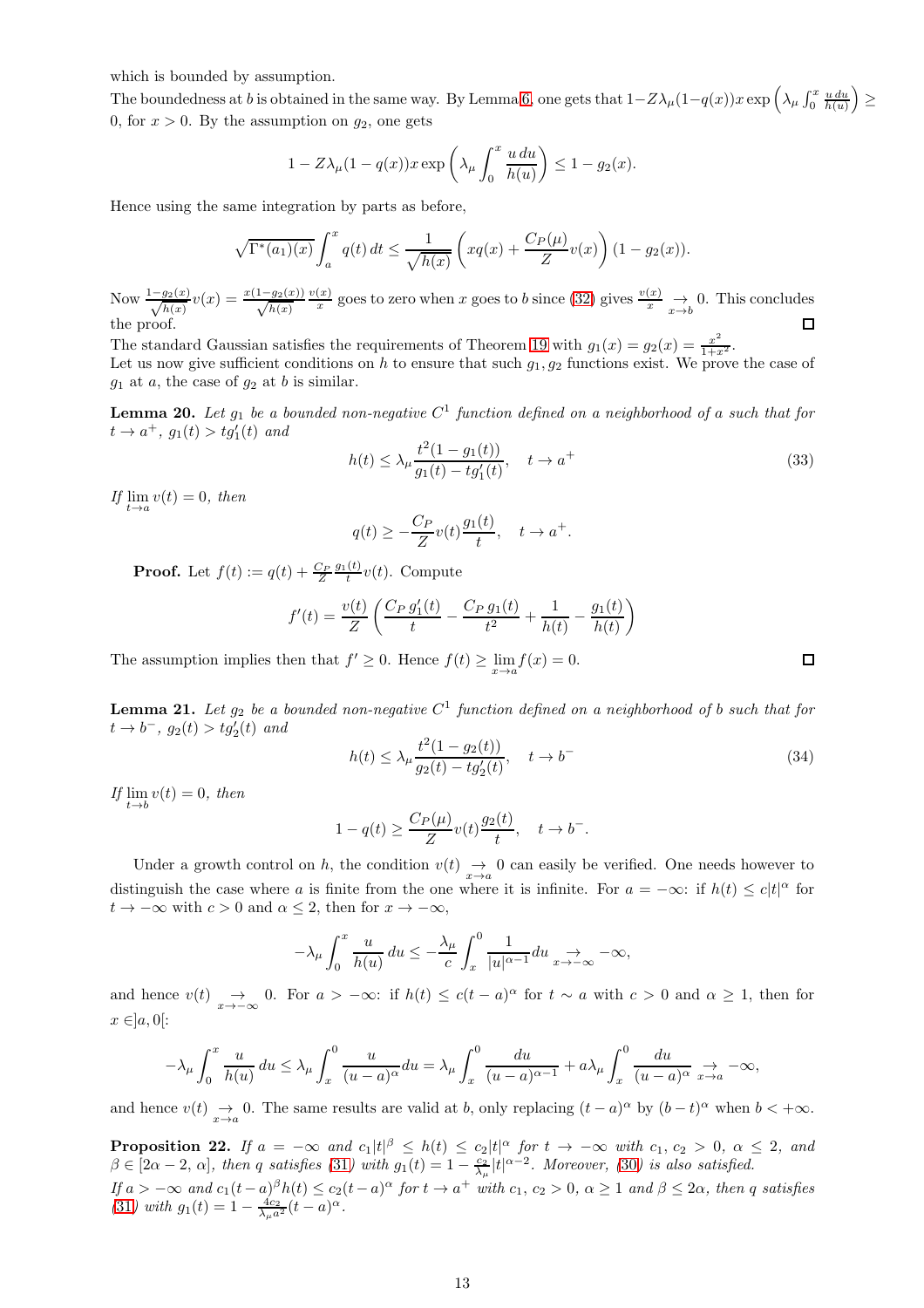which is bounded by assumption.
The boundedness at $b$ is obtained in the same way. By Lemma 6, one gets that $1-Z\lambda_\mu(1-q(x))x\exp\left(\lambda_\mu\int_0^x \frac{u\,du}{h(u)}\right) \geq 0$, for $x>0$. By the assumption on $g_2$, one gets

$$1-Z\lambda_\mu(1-q(x))x\exp\left(\lambda_\mu\int_0^x \frac{u\,du}{h(u)}\right) \leq 1-g_2(x).$$

Hence using the same integration by parts as before,

$$\sqrt{\Gamma^*(a_1)(x)}\int_a^x q(t)\,dt \leq \frac{1}{\sqrt{h(x)}}\left(xq(x)+\frac{C_P(\mu)}{Z}v(x)\right)(1-g_2(x)).$$

Now $\frac{1-g_2(x)}{\sqrt{h(x)}}v(x) = \frac{x(1-g_2(x))}{\sqrt{h(x)}}\frac{v(x)}{x}$ goes to zero when $x$ goes to $b$ since (32) gives $\frac{v(x)}{x}\underset{x\to b}{\to} 0$. This concludes the proof. ◻

The standard Gaussian satisfies the requirements of Theorem 19 with $g_1(x)=g_2(x)=\frac{x^2}{1+x^2}$.
Let us now give sufficient conditions on $h$ to ensure that such $g_1, g_2$ functions exist. We prove the case of $g_1$ at $a$, the case of $g_2$ at $b$ is similar.

**Lemma 20.** *Let $g_1$ be a bounded non-negative $C^1$ function defined on a neighborhood of $a$ such that for $t\to a^+$, $g_1(t)>tg_1'(t)$ and*

$$h(t) \leq \lambda_\mu \frac{t^2(1-g_1(t))}{g_1(t)-tg_1'(t)}, \quad t\to a^+ \tag{33}$$

*If $\lim_{t\to a} v(t)=0$, then*

$$q(t) \geq -\frac{C_P}{Z}v(t)\frac{g_1(t)}{t}, \quad t\to a^+.$$

**Proof.** Let $f(t) := q(t)+\frac{C_P}{Z}\frac{g_1(t)}{t}v(t)$. Compute

$$f'(t) = \frac{v(t)}{Z}\left(\frac{C_P\,g_1'(t)}{t}-\frac{C_P\,g_1(t)}{t^2}+\frac{1}{h(t)}-\frac{g_1(t)}{h(t)}\right)$$

The assumption implies then that $f'\geq 0$. Hence $f(t)\geq \lim_{x\to a} f(x)=0$. ◻

**Lemma 21.** *Let $g_2$ be a bounded non-negative $C^1$ function defined on a neighborhood of $b$ such that for $t\to b^-$, $g_2(t)>tg_2'(t)$ and*

$$h(t) \leq \lambda_\mu \frac{t^2(1-g_2(t))}{g_2(t)-tg_2'(t)}, \quad t\to b^- \tag{34}$$

*If $\lim_{t\to b} v(t)=0$, then*

$$1-q(t) \geq \frac{C_P(\mu)}{Z}v(t)\frac{g_2(t)}{t}, \quad t\to b^-.$$

Under a growth control on $h$, the condition $v(t)\underset{x\to a}{\to} 0$ can easily be verified. One needs however to distinguish the case where $a$ is finite from the one where it is infinite. For $a=-\infty$: if $h(t)\leq c|t|^\alpha$ for $t\to-\infty$ with $c>0$ and $\alpha\leq 2$, then for $x\to-\infty$,

$$-\lambda_\mu\int_0^x \frac{u}{h(u)}\,du \leq -\frac{\lambda_\mu}{c}\int_x^0 \frac{1}{|u|^{\alpha-1}}du \underset{x\to-\infty}{\to} -\infty,$$

and hence $v(t)\underset{x\to-\infty}{\to} 0$. For $a>-\infty$: if $h(t)\leq c(t-a)^\alpha$ for $t\sim a$ with $c>0$ and $\alpha\geq 1$, then for $x\in ]a,0[$:

$$-\lambda_\mu\int_0^x \frac{u}{h(u)}\,du \leq \lambda_\mu\int_x^0 \frac{u}{(u-a)^\alpha}du = \lambda_\mu\int_x^0 \frac{du}{(u-a)^{\alpha-1}} + a\lambda_\mu\int_x^0 \frac{du}{(u-a)^\alpha} \underset{x\to a}{\to} -\infty,$$

and hence $v(t)\underset{x\to a}{\to} 0$. The same results are valid at $b$, only replacing $(t-a)^\alpha$ by $(b-t)^\alpha$ when $b<+\infty$.

**Proposition 22.** *If $a=-\infty$ and $c_1|t|^\beta \leq h(t)\leq c_2|t|^\alpha$ for $t\to-\infty$ with $c_1, c_2>0$, $\alpha\leq 2$, and $\beta\in[2\alpha-2,\alpha]$, then $q$ satisfies (31) with $g_1(t)=1-\frac{c_2}{\lambda_\mu}|t|^{\alpha-2}$. Moreover, (30) is also satisfied.*
*If $a>-\infty$ and $c_1(t-a)^\beta h(t)\leq c_2(t-a)^\alpha$ for $t\to a^+$ with $c_1, c_2>0$, $\alpha\geq 1$ and $\beta\leq 2\alpha$, then $q$ satisfies (31) with $g_1(t)=1-\frac{4c_2}{\lambda_\mu a^2}(t-a)^\alpha$.*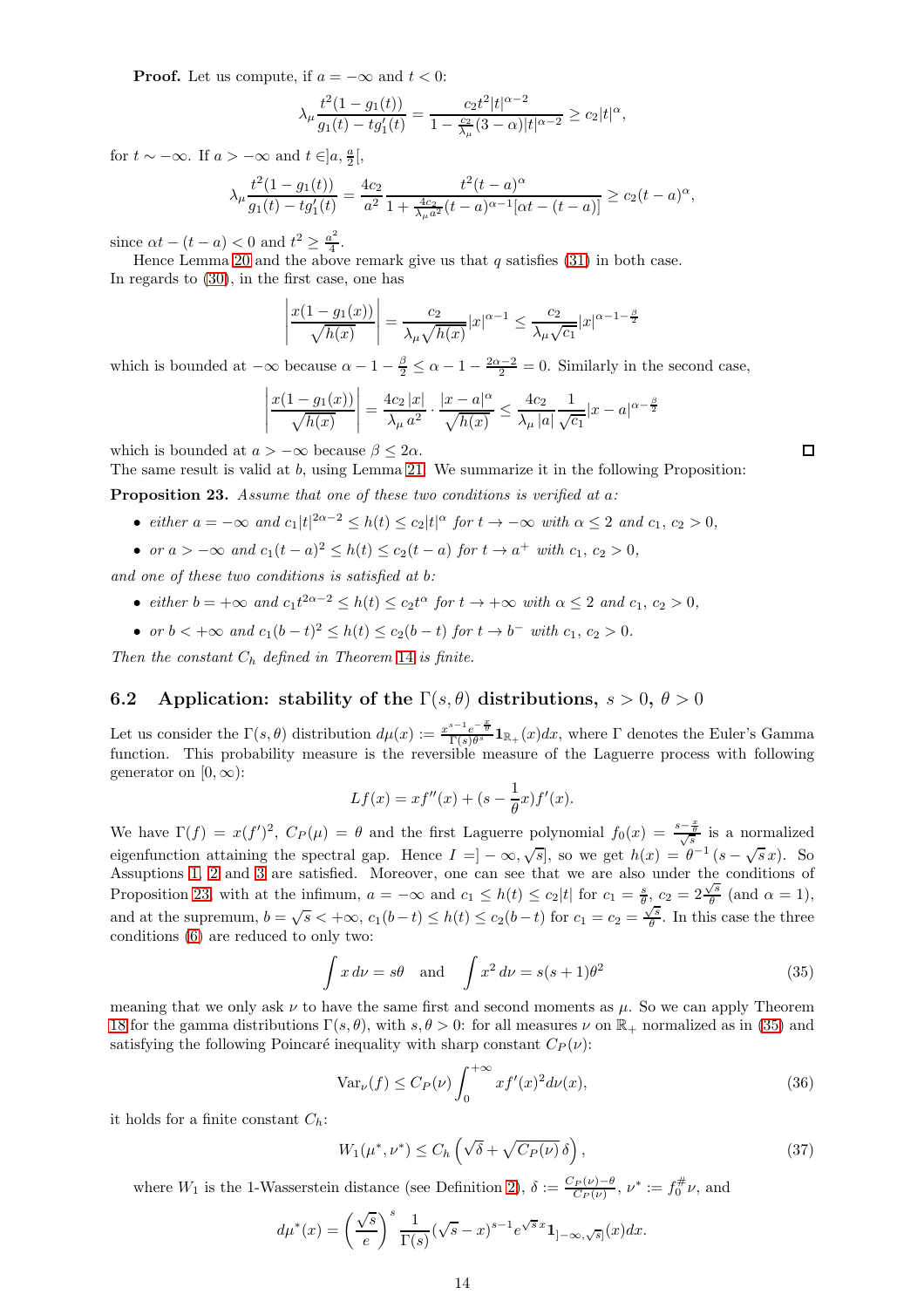**Proof.** Let us compute, if $a = -\infty$ and $t < 0$:

$$\lambda_\mu \frac{t^2(1-g_1(t))}{g_1(t) - t g_1'(t)} = \frac{c_2 t^2 |t|^{\alpha-2}}{1 - \frac{c_2}{\lambda_\mu}(3-\alpha)|t|^{\alpha-2}} \geq c_2 |t|^\alpha,$$

for $t \sim -\infty$. If $a > -\infty$ and $t \in ]a, \frac{a}{2}[$,

$$\lambda_\mu \frac{t^2(1-g_1(t))}{g_1(t) - t g_1'(t)} = \frac{4c_2}{a^2} \frac{t^2 (t-a)^\alpha}{1 + \frac{4c_2}{\lambda_\mu a^2}(t-a)^{\alpha-1}[\alpha t - (t-a)]} \geq c_2 (t-a)^\alpha,$$

since $\alpha t - (t-a) < 0$ and $t^2 \geq \frac{a^2}{4}$.

Hence Lemma 20 and the above remark give us that $q$ satisfies (31) in both case. In regards to (30), in the first case, one has

$$\left| \frac{x(1-g_1(x))}{\sqrt{h(x)}} \right| = \frac{c_2}{\lambda_\mu \sqrt{h(x)}} |x|^{\alpha-1} \leq \frac{c_2}{\lambda_\mu \sqrt{c_1}} |x|^{\alpha-1-\frac{\beta}{2}}$$

which is bounded at $-\infty$ because $\alpha - 1 - \frac{\beta}{2} \leq \alpha - 1 - \frac{2\alpha-2}{2} = 0$. Similarly in the second case,

$$\left| \frac{x(1-g_1(x))}{\sqrt{h(x)}} \right| = \frac{4c_2}{\lambda_\mu} \frac{|x|}{a^2} \cdot \frac{|x-a|^\alpha}{\sqrt{h(x)}} \leq \frac{4c_2}{\lambda_\mu} \frac{1}{|a|} \frac{1}{\sqrt{c_1}} |x-a|^{\alpha - \frac{\beta}{2}}$$

which is bounded at $a > -\infty$ because $\beta \leq 2\alpha$. ☐

The same result is valid at $b$, using Lemma 21. We summarize it in the following Proposition:

**Proposition 23.** *Assume that one of these two conditions is verified at $a$:*

- *either $a = -\infty$ and $c_1|t|^{2\alpha-2} \leq h(t) \leq c_2|t|^\alpha$ for $t \to -\infty$ with $\alpha \leq 2$ and $c_1, c_2 > 0$,*
- *or $a > -\infty$ and $c_1(t-a)^2 \leq h(t) \leq c_2(t-a)$ for $t \to a^+$ with $c_1, c_2 > 0$,*

*and one of these conditions is satisfied at $b$:*

- *either $b = +\infty$ and $c_1 t^{2\alpha-2} \leq h(t) \leq c_2 t^\alpha$ for $t \to +\infty$ with $\alpha \leq 2$ and $c_1, c_2 > 0$,*
- *or $b < +\infty$ and $c_1(b-t)^2 \leq h(t) \leq c_2(b-t)$ for $t \to b^-$ with $c_1, c_2 > 0$.*

*Then the constant $C_h$ defined in Theorem 14 is finite.*

### 6.2 Application: stability of the $\Gamma(s,\theta)$ distributions, $s > 0$, $\theta > 0$

Let us consider the $\Gamma(s,\theta)$ distribution $d\mu(x) := \frac{x^{s-1}e^{-\frac{x}{\theta}}}{\Gamma(s)\theta^s} \mathbf{1}_{\mathbb{R}_+}(x)dx$, where $\Gamma$ denotes the Euler's Gamma function. This probability measure is the reversible measure of the Laguerre process with following generator on $[0,\infty)$:

$$Lf(x) = x f''(x) + (s - \frac{1}{\theta}x) f'(x).$$

We have $\Gamma(f) = x(f')^2$, $C_P(\mu) = \theta$ and the first Laguerre polynomial $f_0(x) = \frac{s - \frac{x}{\theta}}{\sqrt{s}}$ is a normalized eigenfunction attaining the spectral gap. Hence $I = ]-\infty, \sqrt{s}]$, so we get $h(x) = \theta^{-1}(s - \sqrt{s}\, x)$. So Assumptions 1, 2 and 3 are satisfied. Moreover, one can see that we are also under the conditions of Proposition 23, with at the infimum, $a = -\infty$ and $c_1 \leq h(t) \leq c_2|t|$ for $c_1 = \frac{s}{\theta}$, $c_2 = 2\frac{\sqrt{s}}{\theta}$ (and $\alpha = 1$), and at the supremum, $b = \sqrt{s} < +\infty$, $c_1(b-t) \leq h(t) \leq c_2(b-t)$ for $c_1 = c_2 = \frac{\sqrt{s}}{\theta}$. In this case the three conditions (6) are reduced to only two:

$$\int x \, d\nu = s\theta \quad \text{and} \quad \int x^2 \, d\nu = s(s+1)\theta^2 \tag{35}$$

meaning that we only ask $\nu$ to have the same first and second moments as $\mu$. So we can apply Theorem 18 for the gamma distributions $\Gamma(s,\theta)$, with $s, \theta > 0$: for all measures $\nu$ on $\mathbb{R}_+$ normalized as in (35) and satisfying the following Poincaré inequality with sharp constant $C_P(\nu)$:

$$\mathrm{Var}_\nu(f) \leq C_P(\nu) \int_0^{+\infty} x f'(x)^2 d\nu(x), \tag{36}$$

it holds for a finite constant $C_h$:

$$W_1(\mu^*, \nu^*) \leq C_h \left( \sqrt{\delta} + \sqrt{C_P(\nu)}\, \delta \right), \tag{37}$$

where $W_1$ is the 1-Wasserstein distance (see Definition 2), $\delta := \frac{C_P(\nu) - \theta}{C_P(\nu)}$, $\nu^* := f_0^{\#}\nu$, and

$$d\mu^*(x) = \left( \frac{\sqrt{s}}{e} \right)^s \frac{1}{\Gamma(s)} (\sqrt{s} - x)^{s-1} e^{\sqrt{s}\, x} \mathbf{1}_{]-\infty, \sqrt{s}]}(x) dx.$$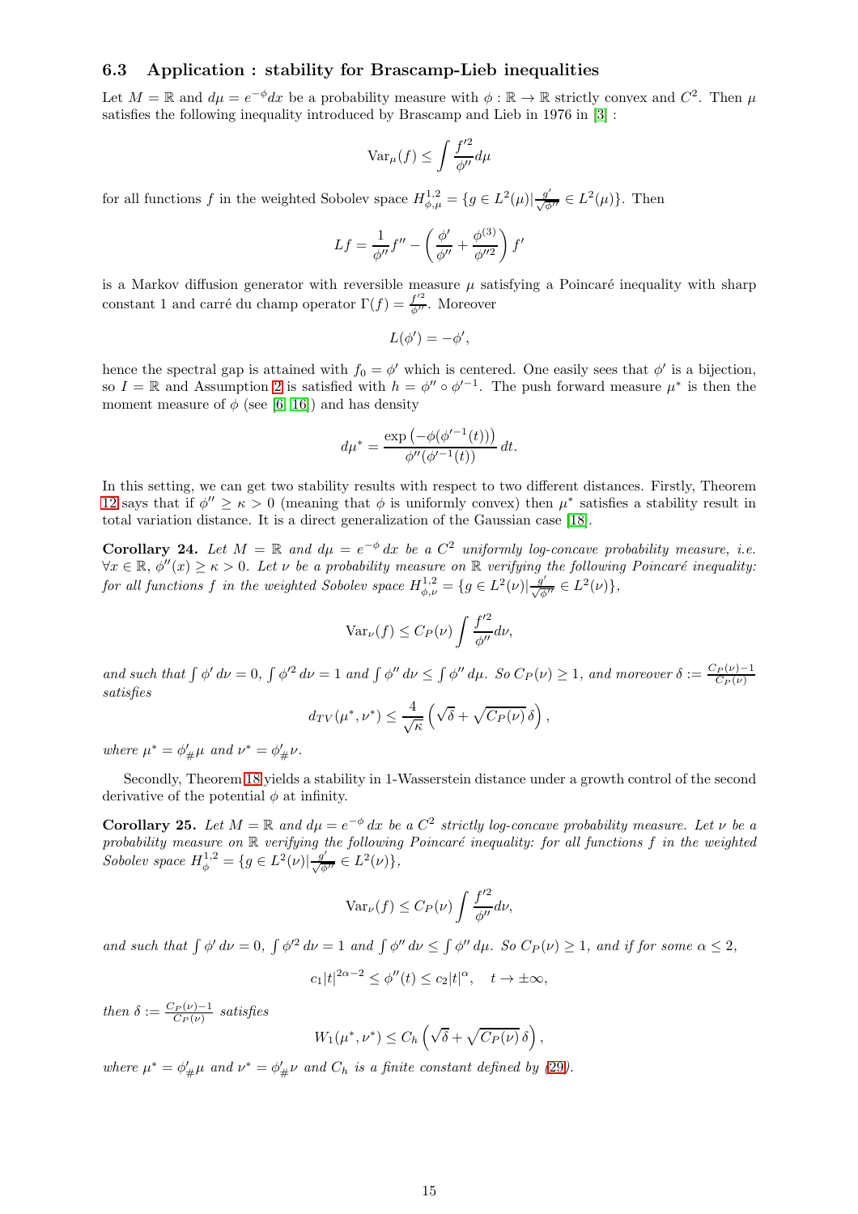### 6.3 Application : stability for Brascamp-Lieb inequalities

Let $M = \mathbb{R}$ and $d\mu = e^{-\phi}dx$ be a probability measure with $\phi : \mathbb{R} \to \mathbb{R}$ strictly convex and $C^2$. Then $\mu$ satisfies the following inequality introduced by Brascamp and Lieb in 1976 in [3] :

$$\mathrm{Var}_\mu(f) \leq \int \frac{f'^2}{\phi''} d\mu$$

for all functions $f$ in the weighted Sobolev space $H^{1,2}_{\phi,\mu} = \{g \in L^2(\mu) | \frac{g'}{\sqrt{\phi''}} \in L^2(\mu)\}$. Then

$$Lf = \frac{1}{\phi''} f'' - \left( \frac{\phi'}{\phi''} + \frac{\phi^{(3)}}{\phi''^2} \right) f'$$

is a Markov diffusion generator with reversible measure $\mu$ satisfying a Poincaré inequality with sharp constant 1 and carré du champ operator $\Gamma(f) = \frac{f'^2}{\phi''}$. Moreover

$$L(\phi') = -\phi',$$

hence the spectral gap is attained with $f_0 = \phi'$ which is centered. One easily sees that $\phi'$ is a bijection, so $I = \mathbb{R}$ and Assumption 2 is satisfied with $h = \phi'' \circ \phi'^{-1}$. The push forward measure $\mu^*$ is then the moment measure of $\phi$ (see [6, 16]) and has density

$$d\mu^* = \frac{\exp\left(-\phi(\phi'^{-1}(t))\right)}{\phi''(\phi'^{-1}(t))} dt.$$

In this setting, we can get two stability results with respect to two different distances. Firstly, Theorem 12 says that if $\phi'' \geq \kappa > 0$ (meaning that $\phi$ is uniformly convex) then $\mu^*$ satisfies a stability result in total variation distance. It is a direct generalization of the Gaussian case [18].

**Corollary 24.** *Let $M = \mathbb{R}$ and $d\mu = e^{-\phi}\,dx$ be a $C^2$ uniformly log-concave probability measure, i.e. $\forall x \in \mathbb{R}$, $\phi''(x) \geq \kappa > 0$. Let $\nu$ be a probability measure on $\mathbb{R}$ verifying the following Poincaré inequality: for all functions $f$ in the weighted Sobolev space $H^{1,2}_{\phi,\nu} = \{g \in L^2(\nu) | \frac{g'}{\sqrt{\phi''}} \in L^2(\nu)\}$,*

$$\mathrm{Var}_\nu(f) \leq C_P(\nu) \int \frac{f'^2}{\phi''} d\nu,$$

*and such that $\int \phi'\,d\nu = 0$, $\int \phi'^2\,d\nu = 1$ and $\int \phi''\,d\nu \leq \int \phi''\,d\mu$. So $C_P(\nu) \geq 1$, and moreover $\delta := \frac{C_P(\nu)-1}{C_P(\nu)}$ satisfies*

$$d_{TV}(\mu^*, \nu^*) \leq \frac{4}{\sqrt{\kappa}} \left( \sqrt{\delta} + \sqrt{C_P(\nu)\,\delta} \right),$$

*where $\mu^* = \phi'_{\#}\mu$ and $\nu^* = \phi'_{\#}\nu$.*

Secondly, Theorem 18 yields a stability in 1-Wasserstein distance under a growth control of the second derivative of the potential $\phi$ at infinity.

**Corollary 25.** *Let $M = \mathbb{R}$ and $d\mu = e^{-\phi}\,dx$ be a $C^2$ strictly log-concave probability measure. Let $\nu$ be a probability measure on $\mathbb{R}$ verifying the following Poincaré inequality: for all functions $f$ in the weighted Sobolev space $H^{1,2}_{\phi} = \{g \in L^2(\nu) | \frac{g'}{\sqrt{\phi''}} \in L^2(\nu)\}$,*

$$\mathrm{Var}_\nu(f) \leq C_P(\nu) \int \frac{f'^2}{\phi''} d\nu,$$

*and such that $\int \phi'\,d\nu = 0$, $\int \phi'^2\,d\nu = 1$ and $\int \phi''\,d\nu \leq \int \phi''\,d\mu$. So $C_P(\nu) \geq 1$, and if for some $\alpha \leq 2$,*

$$c_1 |t|^{2\alpha - 2} \leq \phi''(t) \leq c_2 |t|^\alpha, \quad t \to \pm\infty,$$

*then $\delta := \frac{C_P(\nu)-1}{C_P(\nu)}$ satisfies*

$$W_1(\mu^*, \nu^*) \leq C_h \left( \sqrt{\delta} + \sqrt{C_P(\nu)\,\delta} \right),$$

*where $\mu^* = \phi'_{\#}\mu$ and $\nu^* = \phi'_{\#}\nu$ and $C_h$ is a finite constant defined by (29).*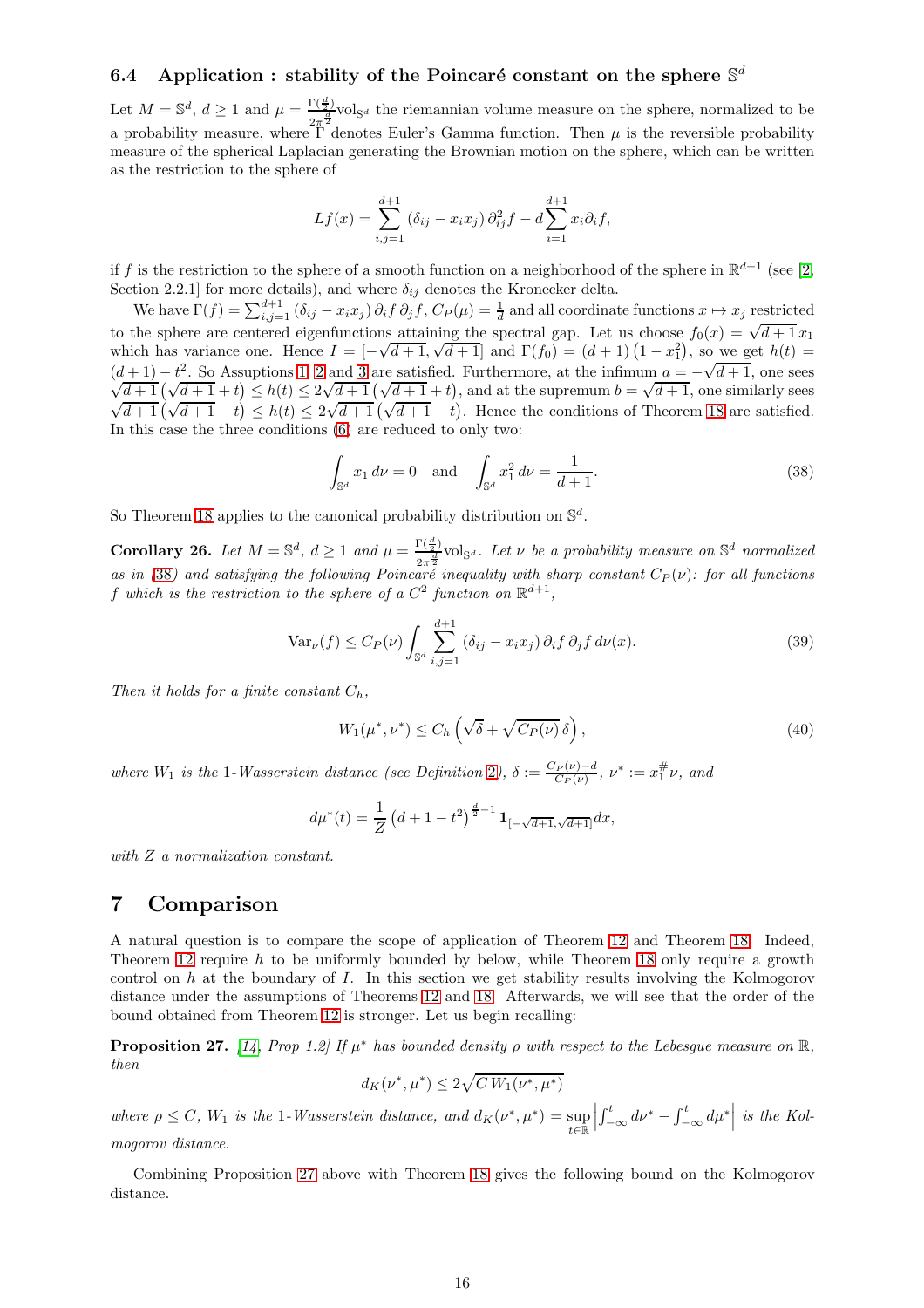### 6.4 Application : stability of the Poincaré constant on the sphere $\mathbb{S}^d$

Let $M = \mathbb{S}^d$, $d \geq 1$ and $\mu = \frac{\Gamma(\frac{d}{2})}{2\pi^{\frac{d}{2}}}\mathrm{vol}_{\mathbb{S}^d}$ the riemannian volume measure on the sphere, normalized to be a probability measure, where $\Gamma$ denotes Euler's Gamma function. Then $\mu$ is the reversible probability measure of the spherical Laplacian generating the Brownian motion on the sphere, which can be written as the restriction to the sphere of

$$Lf(x) = \sum_{i,j=1}^{d+1} (\delta_{ij} - x_i x_j)\, \partial^2_{ij} f - d \sum_{i=1}^{d+1} x_i \partial_i f,$$

if $f$ is the restriction to the sphere of a smooth function on a neighborhood of the sphere in $\mathbb{R}^{d+1}$ (see [2, Section 2.2.1] for more details), and where $\delta_{ij}$ denotes the Kronecker delta.

We have $\Gamma(f) = \sum_{i,j=1}^{d+1} (\delta_{ij} - x_i x_j)\, \partial_i f\, \partial_j f$, $C_P(\mu) = \frac{1}{d}$ and all coordinate functions $x \mapsto x_j$ restricted to the sphere are centered eigenfunctions attaining the spectral gap. Let us choose $f_0(x) = \sqrt{d+1}\, x_1$ which has variance one. Hence $I = [-\sqrt{d+1}, \sqrt{d+1}]$ and $\Gamma(f_0) = (d+1)\left(1 - x_1^2\right)$, so we get $h(t) = (d+1) - t^2$. So Assumptions 1, 2 and 3 are satisfied. Furthermore, at the infimum $a = -\sqrt{d+1}$, one sees $\sqrt{d+1}\left(\sqrt{d+1} + t\right) \leq h(t) \leq 2\sqrt{d+1}\left(\sqrt{d+1} + t\right)$, and at the supremum $b = \sqrt{d+1}$, one similarly sees $\sqrt{d+1}\left(\sqrt{d+1} - t\right) \leq h(t) \leq 2\sqrt{d+1}\left(\sqrt{d+1} - t\right)$. Hence the conditions of Theorem 18 are satisfied. In this case the three conditions (6) are reduced to only two:

$$\int_{\mathbb{S}^d} x_1 \, d\nu = 0 \quad \text{and} \quad \int_{\mathbb{S}^d} x_1^2 \, d\nu = \frac{1}{d+1}. \tag{38}$$

So Theorem 18 applies to the canonical probability distribution on $\mathbb{S}^d$.

**Corollary 26.** *Let $M = \mathbb{S}^d$, $d \geq 1$ and $\mu = \frac{\Gamma(\frac{d}{2})}{2\pi^{\frac{d}{2}}}\mathrm{vol}_{\mathbb{S}^d}$. Let $\nu$ be a probability measure on $\mathbb{S}^d$ normalized as in (38) and satisfying the following Poincaré inequality with sharp constant $C_P(\nu)$: for all functions $f$ which is the restriction to the sphere of a $C^2$ function on $\mathbb{R}^{d+1}$,*

$$\mathrm{Var}_\nu(f) \leq C_P(\nu) \int_{\mathbb{S}^d} \sum_{i,j=1}^{d+1} (\delta_{ij} - x_i x_j)\, \partial_i f\, \partial_j f \, d\nu(x). \tag{39}$$

*Then it holds for a finite constant $C_h$,*

$$W_1(\mu^*, \nu^*) \leq C_h \left( \sqrt{\delta} + \sqrt{C_P(\nu)}\, \delta \right), \tag{40}$$

*where $W_1$ is the 1-Wasserstein distance (see Definition 2), $\delta := \frac{C_P(\nu) - d}{C_P(\nu)}$, $\nu^* := x_1^{\#}\nu$, and*

$$d\mu^*(t) = \frac{1}{Z} \left(d + 1 - t^2\right)^{\frac{d}{2} - 1} \mathbf{1}_{[-\sqrt{d+1}, \sqrt{d+1}]} dx,$$

*with $Z$ a normalization constant.*

# 7 Comparison

A natural question is to compare the scope of application of Theorem 12 and Theorem 18. Indeed, Theorem 12 require $h$ to be uniformly bounded by below, while Theorem 18 only require a growth control on $h$ at the boundary of $I$. In this section we get stability results involving the Kolmogorov distance under the assumptions of Theorems 12 and 18. Afterwards, we will see that the order of the bound obtained from Theorem 12 is stronger. Let us begin recalling:

**Proposition 27.** *[14, Prop 1.2] If $\mu^*$ has bounded density $\rho$ with respect to the Lebesgue measure on $\mathbb{R}$, then*

$$d_K(\nu^*, \mu^*) \leq 2\sqrt{C\, W_1(\nu^*, \mu^*)}$$

*where $\rho \leq C$, $W_1$ is the 1-Wasserstein distance, and $d_K(\nu^*, \mu^*) = \sup_{t \in \mathbb{R}} \left| \int_{-\infty}^t d\nu^* - \int_{-\infty}^t d\mu^* \right|$ is the Kolmogorov distance.*

Combining Proposition 27 above with Theorem 18 gives the following bound on the Kolmogorov distance.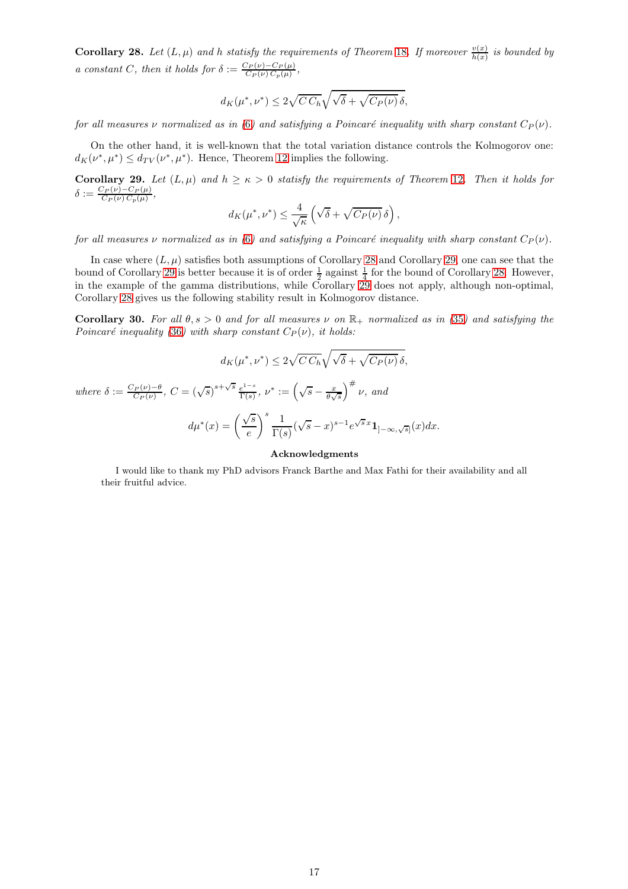**Corollary 28.** *Let $(L,\mu)$ and $h$ satisfy the requirements of Theorem 18. If moreover $\frac{v(x)}{h(x)}$ is bounded by a constant $C$, then it holds for $\delta := \frac{C_P(\nu)-C_P(\mu)}{C_P(\nu)\,C_p(\mu)}$,*

$$d_K(\mu^*,\nu^*) \le 2\sqrt{C\,C_h}\sqrt{\sqrt{\delta}+\sqrt{C_P(\nu)}\,\delta},$$

*for all measures $\nu$ normalized as in (6) and satisfying a Poincaré inequality with sharp constant $C_P(\nu)$.*

On the other hand, it is well-known that the total variation distance controls the Kolmogorov one: $d_K(\nu^*,\mu^*) \le d_{TV}(\nu^*,\mu^*)$. Hence, Theorem 12 implies the following.

**Corollary 29.** *Let $(L,\mu)$ and $h \ge \kappa > 0$ satisfy the requirements of Theorem 12. Then it holds for $\delta := \frac{C_P(\nu)-C_P(\mu)}{C_P(\nu)\,C_p(\mu)}$,*

$$d_K(\mu^*,\nu^*) \le \frac{4}{\sqrt{\kappa}}\left(\sqrt{\delta}+\sqrt{C_P(\nu)}\,\delta\right),$$

*for all measures $\nu$ normalized as in (6) and satisfying a Poincaré inequality with sharp constant $C_P(\nu)$.*

In case where $(L,\mu)$ satisfies both assumptions of Corollary 28 and Corollary 29, one can see that the bound of Corollary 29 is better because it is of order $\frac{1}{2}$ against $\frac{1}{4}$ for the bound of Corollary 28. However, in the example of the gamma distributions, while Corollary 29 does not apply, although non-optimal, Corollary 28 gives us the following stability result in Kolmogorov distance.

**Corollary 30.** *For all $\theta, s > 0$ and for all measures $\nu$ on $\mathbb{R}_+$ normalized as in (35) and satisfying the Poincaré inequality (36) with sharp constant $C_P(\nu)$, it holds:*

$$d_K(\mu^*,\nu^*) \le 2\sqrt{C\,C_h}\sqrt{\sqrt{\delta}+\sqrt{C_P(\nu)}\,\delta},$$

*where $\delta := \frac{C_P(\nu)-\theta}{C_P(\nu)}$, $C = (\sqrt{s})^{s+\sqrt{s}}\frac{e^{1-s}}{\Gamma(s)}$, $\nu^* := \left(\sqrt{s}-\frac{x}{\theta\sqrt{s}}\right)^{\#}\nu$, and*

$$d\mu^*(x) = \left(\frac{\sqrt{s}}{e}\right)^{s}\frac{1}{\Gamma(s)}(\sqrt{s}-x)^{s-1}e^{\sqrt{s}\,x}\mathbf{1}_{]-\infty,\sqrt{s}]}(x)dx.$$

### Acknowledgments

I would like to thank my PhD advisors Franck Barthe and Max Fathi for their availability and all their fruitful advice.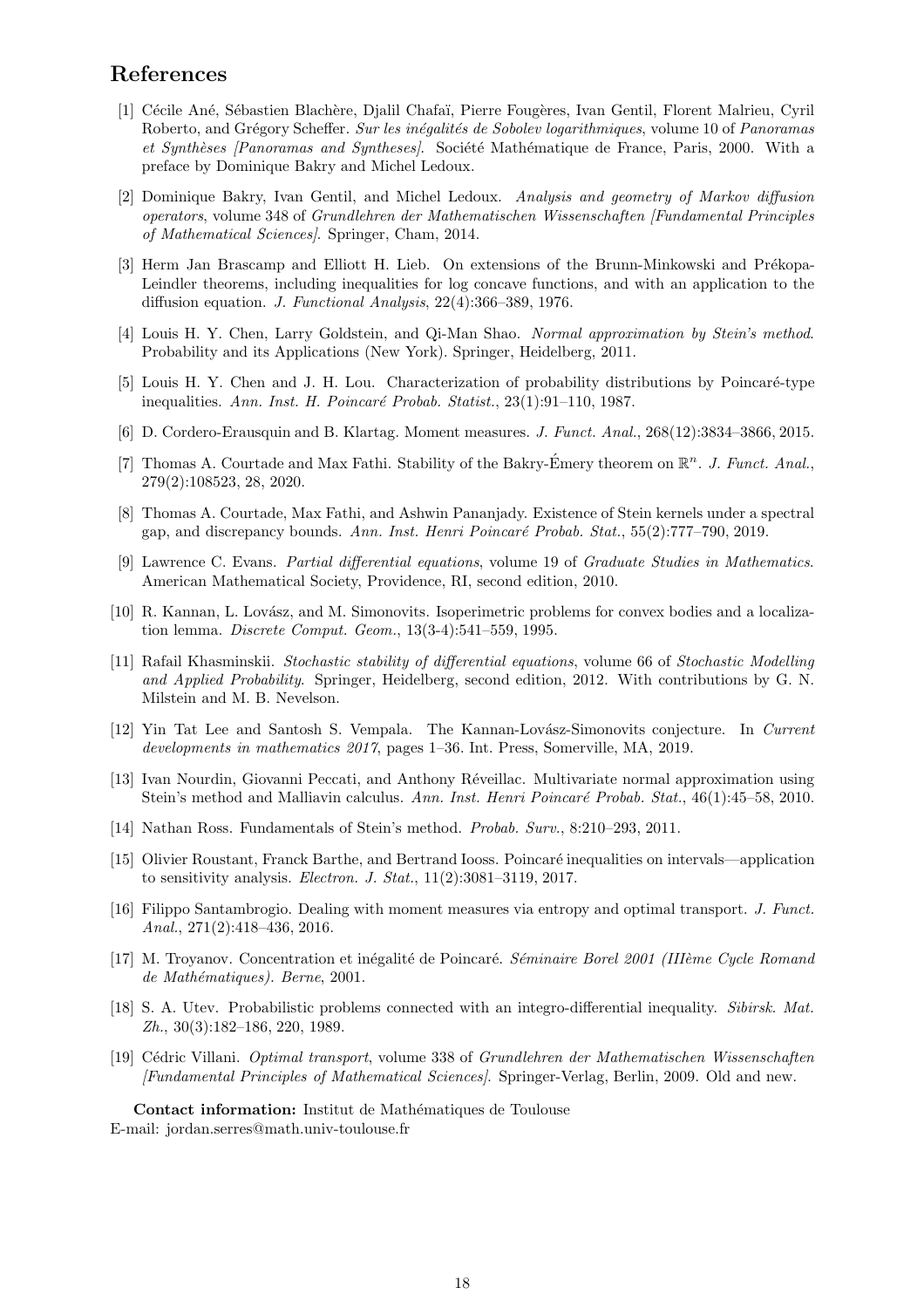## References

[1] Cécile Ané, Sébastien Blachère, Djalil Chafaï, Pierre Fougères, Ivan Gentil, Florent Malrieu, Cyril Roberto, and Grégory Scheffer. *Sur les inégalités de Sobolev logarithmiques*, volume 10 of *Panoramas et Synthèses [Panoramas and Syntheses]*. Société Mathématique de France, Paris, 2000. With a preface by Dominique Bakry and Michel Ledoux.

[2] Dominique Bakry, Ivan Gentil, and Michel Ledoux. *Analysis and geometry of Markov diffusion operators*, volume 348 of *Grundlehren der Mathematischen Wissenschaften [Fundamental Principles of Mathematical Sciences]*. Springer, Cham, 2014.

[3] Herm Jan Brascamp and Elliott H. Lieb. On extensions of the Brunn-Minkowski and Prékopa-Leindler theorems, including inequalities for log concave functions, and with an application to the diffusion equation. *J. Functional Analysis*, 22(4):366–389, 1976.

[4] Louis H. Y. Chen, Larry Goldstein, and Qi-Man Shao. *Normal approximation by Stein's method*. Probability and its Applications (New York). Springer, Heidelberg, 2011.

[5] Louis H. Y. Chen and J. H. Lou. Characterization of probability distributions by Poincaré-type inequalities. *Ann. Inst. H. Poincaré Probab. Statist.*, 23(1):91–110, 1987.

[6] D. Cordero-Erausquin and B. Klartag. Moment measures. *J. Funct. Anal.*, 268(12):3834–3866, 2015.

[7] Thomas A. Courtade and Max Fathi. Stability of the Bakry-Émery theorem on $\mathbb{R}^n$. *J. Funct. Anal.*, 279(2):108523, 28, 2020.

[8] Thomas A. Courtade, Max Fathi, and Ashwin Pananjady. Existence of Stein kernels under a spectral gap, and discrepancy bounds. *Ann. Inst. Henri Poincaré Probab. Stat.*, 55(2):777–790, 2019.

[9] Lawrence C. Evans. *Partial differential equations*, volume 19 of *Graduate Studies in Mathematics*. American Mathematical Society, Providence, RI, second edition, 2010.

[10] R. Kannan, L. Lovász, and M. Simonovits. Isoperimetric problems for convex bodies and a localization lemma. *Discrete Comput. Geom.*, 13(3-4):541–559, 1995.

[11] Rafail Khasminskii. *Stochastic stability of differential equations*, volume 66 of *Stochastic Modelling and Applied Probability*. Springer, Heidelberg, second edition, 2012. With contributions by G. N. Milstein and M. B. Nevelson.

[12] Yin Tat Lee and Santosh S. Vempala. The Kannan-Lovász-Simonovits conjecture. In *Current developments in mathematics 2017*, pages 1–36. Int. Press, Somerville, MA, 2019.

[13] Ivan Nourdin, Giovanni Peccati, and Anthony Réveillac. Multivariate normal approximation using Stein's method and Malliavin calculus. *Ann. Inst. Henri Poincaré Probab. Stat.*, 46(1):45–58, 2010.

[14] Nathan Ross. Fundamentals of Stein's method. *Probab. Surv.*, 8:210–293, 2011.

[15] Olivier Roustant, Franck Barthe, and Bertrand Iooss. Poincaré inequalities on intervals—application to sensitivity analysis. *Electron. J. Stat.*, 11(2):3081–3119, 2017.

[16] Filippo Santambrogio. Dealing with moment measures via entropy and optimal transport. *J. Funct. Anal.*, 271(2):418–436, 2016.

[17] M. Troyanov. Concentration et inégalité de Poincaré. *Séminaire Borel 2001 (IIIème Cycle Romand de Mathématiques). Berne*, 2001.

[18] S. A. Utev. Probabilistic problems connected with an integro-differential inequality. *Sibirsk. Mat. Zh.*, 30(3):182–186, 220, 1989.

[19] Cédric Villani. *Optimal transport*, volume 338 of *Grundlehren der Mathematischen Wissenschaften [Fundamental Principles of Mathematical Sciences]*. Springer-Verlag, Berlin, 2009. Old and new.

**Contact information:** Institut de Mathématiques de Toulouse
E-mail: jordan.serres@math.univ-toulouse.fr